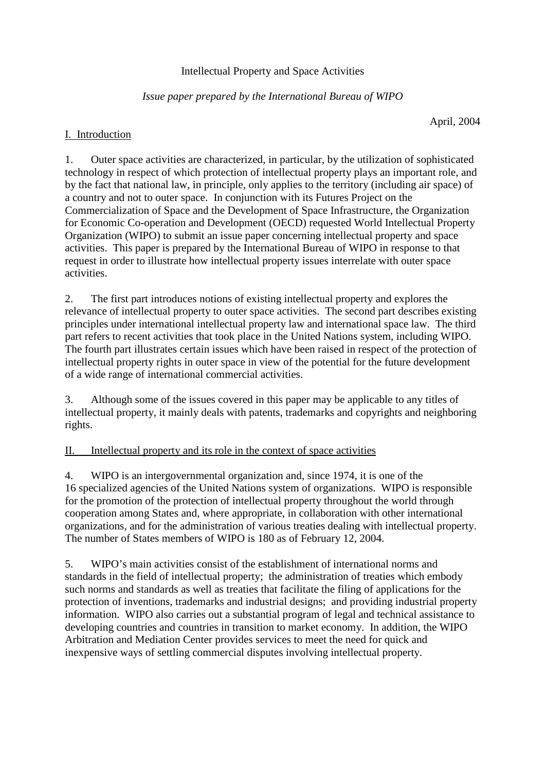# Intellectual Property and Space Activities

*Issue paper prepared by the International Bureau of WIPO*

April, 2004

## I. Introduction

1. Outer space activities are characterized, in particular, by the utilization of sophisticated technology in respect of which protection of intellectual property plays an important role, and by the fact that national law, in principle, only applies to the territory (including air space) of a country and not to outer space. In conjunction with its Futures Project on the Commercialization of Space and the Development of Space Infrastructure, the Organization for Economic Co-operation and Development (OECD) requested World Intellectual Property Organization (WIPO) to submit an issue paper concerning intellectual property and space activities. This paper is prepared by the International Bureau of WIPO in response to that request in order to illustrate how intellectual property issues interrelate with outer space activities.

2. The first part introduces notions of existing intellectual property and explores the relevance of intellectual property to outer space activities. The second part describes existing principles under international intellectual property law and international space law. The third part refers to recent activities that took place in the United Nations system, including WIPO. The fourth part illustrates certain issues which have been raised in respect of the protection of intellectual property rights in outer space in view of the potential for the future development of a wide range of international commercial activities.

3. Although some of the issues covered in this paper may be applicable to any titles of intellectual property, it mainly deals with patents, trademarks and copyrights and neighboring rights.

## II. Intellectual property and its role in the context of space activities

4. WIPO is an intergovernmental organization and, since 1974, it is one of the 16 specialized agencies of the United Nations system of organizations. WIPO is responsible for the promotion of the protection of intellectual property throughout the world through cooperation among States and, where appropriate, in collaboration with other international organizations, and for the administration of various treaties dealing with intellectual property. The number of States members of WIPO is 180 as of February 12, 2004.

5. WIPO's main activities consist of the establishment of international norms and standards in the field of intellectual property; the administration of treaties which embody such norms and standards as well as treaties that facilitate the filing of applications for the protection of inventions, trademarks and industrial designs; and providing industrial property information. WIPO also carries out a substantial program of legal and technical assistance to developing countries and countries in transition to market economy. In addition, the WIPO Arbitration and Mediation Center provides services to meet the need for quick and inexpensive ways of settling commercial disputes involving intellectual property.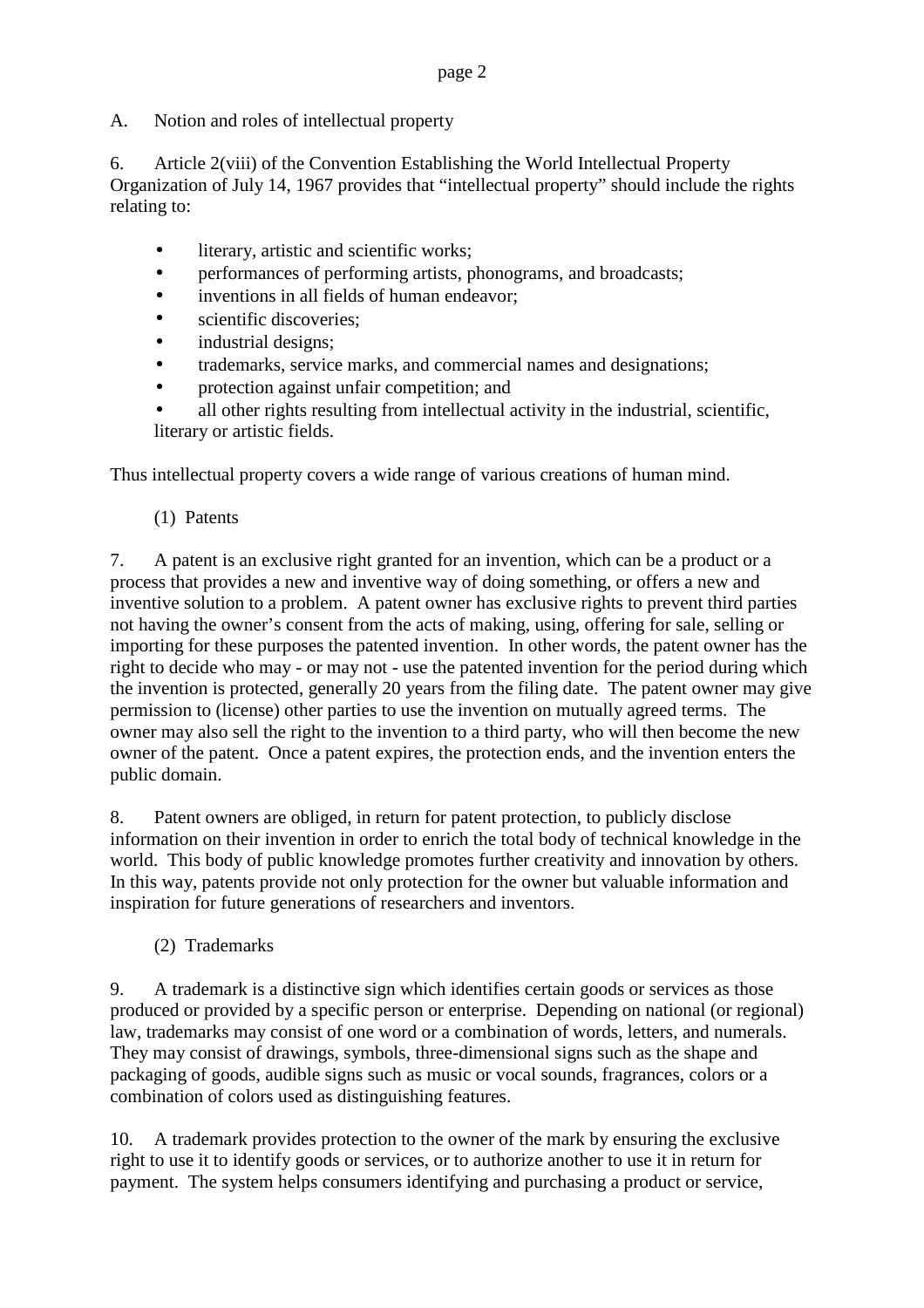## A. Notion and roles of intellectual property

6. Article 2(viii) of the Convention Establishing the World Intellectual Property Organization of July 14, 1967 provides that "intellectual property" should include the rights relating to:

- literary, artistic and scientific works;
- performances of performing artists, phonograms, and broadcasts;
- inventions in all fields of human endeavor;
- scientific discoveries;
- industrial designs;
- trademarks, service marks, and commercial names and designations;
- protection against unfair competition; and
- all other rights resulting from intellectual activity in the industrial, scientific, literary or artistic fields.

Thus intellectual property covers a wide range of various creations of human mind.

### (1) Patents

7. A patent is an exclusive right granted for an invention, which can be a product or a process that provides a new and inventive way of doing something, or offers a new and inventive solution to a problem. A patent owner has exclusive rights to prevent third parties not having the owner's consent from the acts of making, using, offering for sale, selling or importing for these purposes the patented invention. In other words, the patent owner has the right to decide who may - or may not - use the patented invention for the period during which the invention is protected, generally 20 years from the filing date. The patent owner may give permission to (license) other parties to use the invention on mutually agreed terms. The owner may also sell the right to the invention to a third party, who will then become the new owner of the patent. Once a patent expires, the protection ends, and the invention enters the public domain.

8. Patent owners are obliged, in return for patent protection, to publicly disclose information on their invention in order to enrich the total body of technical knowledge in the world. This body of public knowledge promotes further creativity and innovation by others. In this way, patents provide not only protection for the owner but valuable information and inspiration for future generations of researchers and inventors.

### (2) Trademarks

9. A trademark is a distinctive sign which identifies certain goods or services as those produced or provided by a specific person or enterprise. Depending on national (or regional) law, trademarks may consist of one word or a combination of words, letters, and numerals. They may consist of drawings, symbols, three-dimensional signs such as the shape and packaging of goods, audible signs such as music or vocal sounds, fragrances, colors or a combination of colors used as distinguishing features.

10. A trademark provides protection to the owner of the mark by ensuring the exclusive right to use it to identify goods or services, or to authorize another to use it in return for payment. The system helps consumers identifying and purchasing a product or service,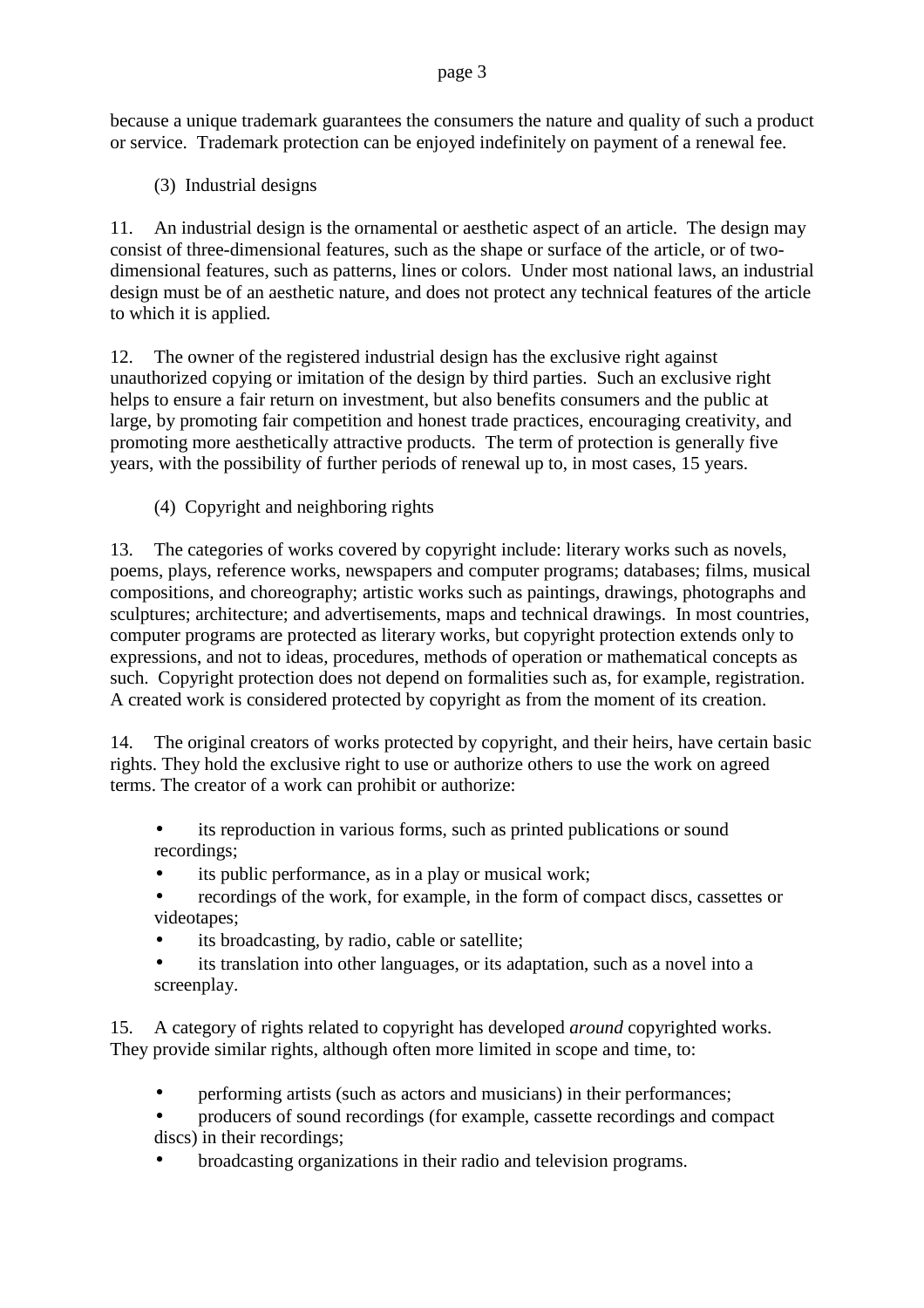because a unique trademark guarantees the consumers the nature and quality of such a product or service. Trademark protection can be enjoyed indefinitely on payment of a renewal fee.

(3) Industrial designs

11. An industrial design is the ornamental or aesthetic aspect of an article. The design may consist of three-dimensional features, such as the shape or surface of the article, or of two-dimensional features, such as patterns, lines or colors. Under most national laws, an industrial design must be of an aesthetic nature, and does not protect any technical features of the article to which it is applied.

12. The owner of the registered industrial design has the exclusive right against unauthorized copying or imitation of the design by third parties. Such an exclusive right helps to ensure a fair return on investment, but also benefits consumers and the public at large, by promoting fair competition and honest trade practices, encouraging creativity, and promoting more aesthetically attractive products. The term of protection is generally five years, with the possibility of further periods of renewal up to, in most cases, 15 years.

(4) Copyright and neighboring rights

13. The categories of works covered by copyright include: literary works such as novels, poems, plays, reference works, newspapers and computer programs; databases; films, musical compositions, and choreography; artistic works such as paintings, drawings, photographs and sculptures; architecture; and advertisements, maps and technical drawings. In most countries, computer programs are protected as literary works, but copyright protection extends only to expressions, and not to ideas, procedures, methods of operation or mathematical concepts as such. Copyright protection does not depend on formalities such as, for example, registration. A created work is considered protected by copyright as from the moment of its creation.

14. The original creators of works protected by copyright, and their heirs, have certain basic rights. They hold the exclusive right to use or authorize others to use the work on agreed terms. The creator of a work can prohibit or authorize:

- its reproduction in various forms, such as printed publications or sound recordings;
- its public performance, as in a play or musical work;
- recordings of the work, for example, in the form of compact discs, cassettes or videotapes;
- its broadcasting, by radio, cable or satellite;
- its translation into other languages, or its adaptation, such as a novel into a screenplay.

15. A category of rights related to copyright has developed *around* copyrighted works. They provide similar rights, although often more limited in scope and time, to:

- performing artists (such as actors and musicians) in their performances;
- producers of sound recordings (for example, cassette recordings and compact discs) in their recordings;
- broadcasting organizations in their radio and television programs.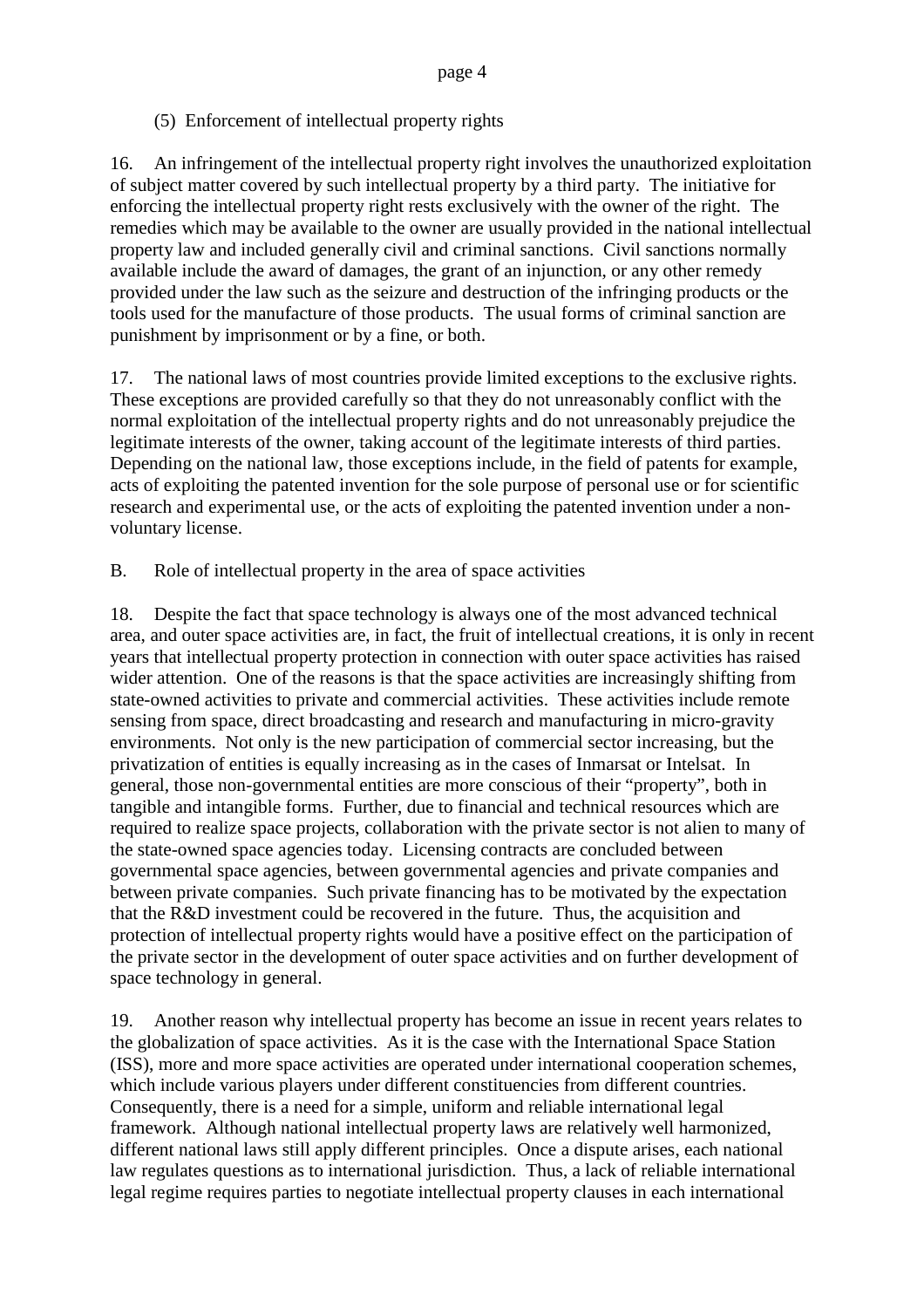(5) Enforcement of intellectual property rights

16. An infringement of the intellectual property right involves the unauthorized exploitation of subject matter covered by such intellectual property by a third party. The initiative for enforcing the intellectual property right rests exclusively with the owner of the right. The remedies which may be available to the owner are usually provided in the national intellectual property law and included generally civil and criminal sanctions. Civil sanctions normally available include the award of damages, the grant of an injunction, or any other remedy provided under the law such as the seizure and destruction of the infringing products or the tools used for the manufacture of those products. The usual forms of criminal sanction are punishment by imprisonment or by a fine, or both.

17. The national laws of most countries provide limited exceptions to the exclusive rights. These exceptions are provided carefully so that they do not unreasonably conflict with the normal exploitation of the intellectual property rights and do not unreasonably prejudice the legitimate interests of the owner, taking account of the legitimate interests of third parties. Depending on the national law, those exceptions include, in the field of patents for example, acts of exploiting the patented invention for the sole purpose of personal use or for scientific research and experimental use, or the acts of exploiting the patented invention under a non-voluntary license.

B. Role of intellectual property in the area of space activities

18. Despite the fact that space technology is always one of the most advanced technical area, and outer space activities are, in fact, the fruit of intellectual creations, it is only in recent years that intellectual property protection in connection with outer space activities has raised wider attention. One of the reasons is that the space activities are increasingly shifting from state-owned activities to private and commercial activities. These activities include remote sensing from space, direct broadcasting and research and manufacturing in micro-gravity environments. Not only is the new participation of commercial sector increasing, but the privatization of entities is equally increasing as in the cases of Inmarsat or Intelsat. In general, those non-governmental entities are more conscious of their "property", both in tangible and intangible forms. Further, due to financial and technical resources which are required to realize space projects, collaboration with the private sector is not alien to many of the state-owned space agencies today. Licensing contracts are concluded between governmental space agencies, between governmental agencies and private companies and between private companies. Such private financing has to be motivated by the expectation that the R&D investment could be recovered in the future. Thus, the acquisition and protection of intellectual property rights would have a positive effect on the participation of the private sector in the development of outer space activities and on further development of space technology in general.

19. Another reason why intellectual property has become an issue in recent years relates to the globalization of space activities. As it is the case with the International Space Station (ISS), more and more space activities are operated under international cooperation schemes, which include various players under different constituencies from different countries. Consequently, there is a need for a simple, uniform and reliable international legal framework. Although national intellectual property laws are relatively well harmonized, different national laws still apply different principles. Once a dispute arises, each national law regulates questions as to international jurisdiction. Thus, a lack of reliable international legal regime requires parties to negotiate intellectual property clauses in each international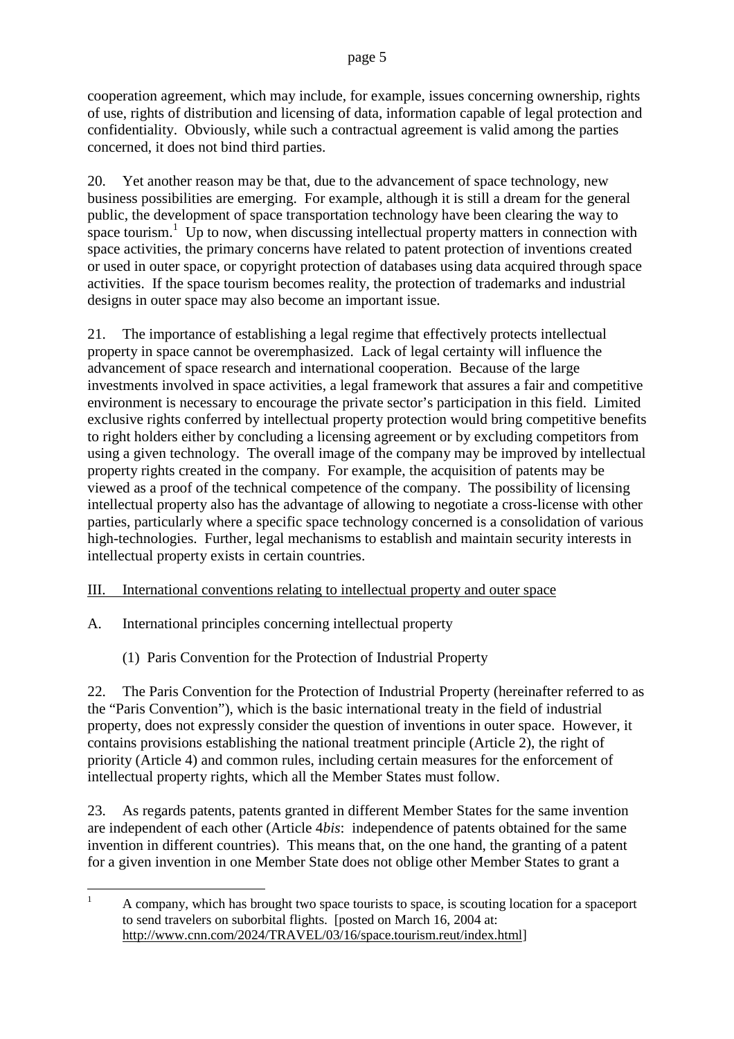cooperation agreement, which may include, for example, issues concerning ownership, rights of use, rights of distribution and licensing of data, information capable of legal protection and confidentiality. Obviously, while such a contractual agreement is valid among the parties concerned, it does not bind third parties.

20. Yet another reason may be that, due to the advancement of space technology, new business possibilities are emerging. For example, although it is still a dream for the general public, the development of space transportation technology have been clearing the way to space tourism.[1] Up to now, when discussing intellectual property matters in connection with space activities, the primary concerns have related to patent protection of inventions created or used in outer space, or copyright protection of databases using data acquired through space activities. If the space tourism becomes reality, the protection of trademarks and industrial designs in outer space may also become an important issue.

21. The importance of establishing a legal regime that effectively protects intellectual property in space cannot be overemphasized. Lack of legal certainty will influence the advancement of space research and international cooperation. Because of the large investments involved in space activities, a legal framework that assures a fair and competitive environment is necessary to encourage the private sector's participation in this field. Limited exclusive rights conferred by intellectual property protection would bring competitive benefits to right holders either by concluding a licensing agreement or by excluding competitors from using a given technology. The overall image of the company may be improved by intellectual property rights created in the company. For example, the acquisition of patents may be viewed as a proof of the technical competence of the company. The possibility of licensing intellectual property also has the advantage of allowing to negotiate a cross-license with other parties, particularly where a specific space technology concerned is a consolidation of various high-technologies. Further, legal mechanisms to establish and maintain security interests in intellectual property exists in certain countries.

## III. International conventions relating to intellectual property and outer space

### A. International principles concerning intellectual property

#### (1) Paris Convention for the Protection of Industrial Property

22. The Paris Convention for the Protection of Industrial Property (hereinafter referred to as the "Paris Convention"), which is the basic international treaty in the field of industrial property, does not expressly consider the question of inventions in outer space. However, it contains provisions establishing the national treatment principle (Article 2), the right of priority (Article 4) and common rules, including certain measures for the enforcement of intellectual property rights, which all the Member States must follow.

23. As regards patents, patents granted in different Member States for the same invention are independent of each other (Article 4*bis*: independence of patents obtained for the same invention in different countries). This means that, on the one hand, the granting of a patent for a given invention in one Member State does not oblige other Member States to grant a

---

[1] A company, which has brought two space tourists to space, is scouting location for a spaceport to send travelers on suborbital flights. [posted on March 16, 2004 at: http://www.cnn.com/2024/TRAVEL/03/16/space.tourism.reut/index.html]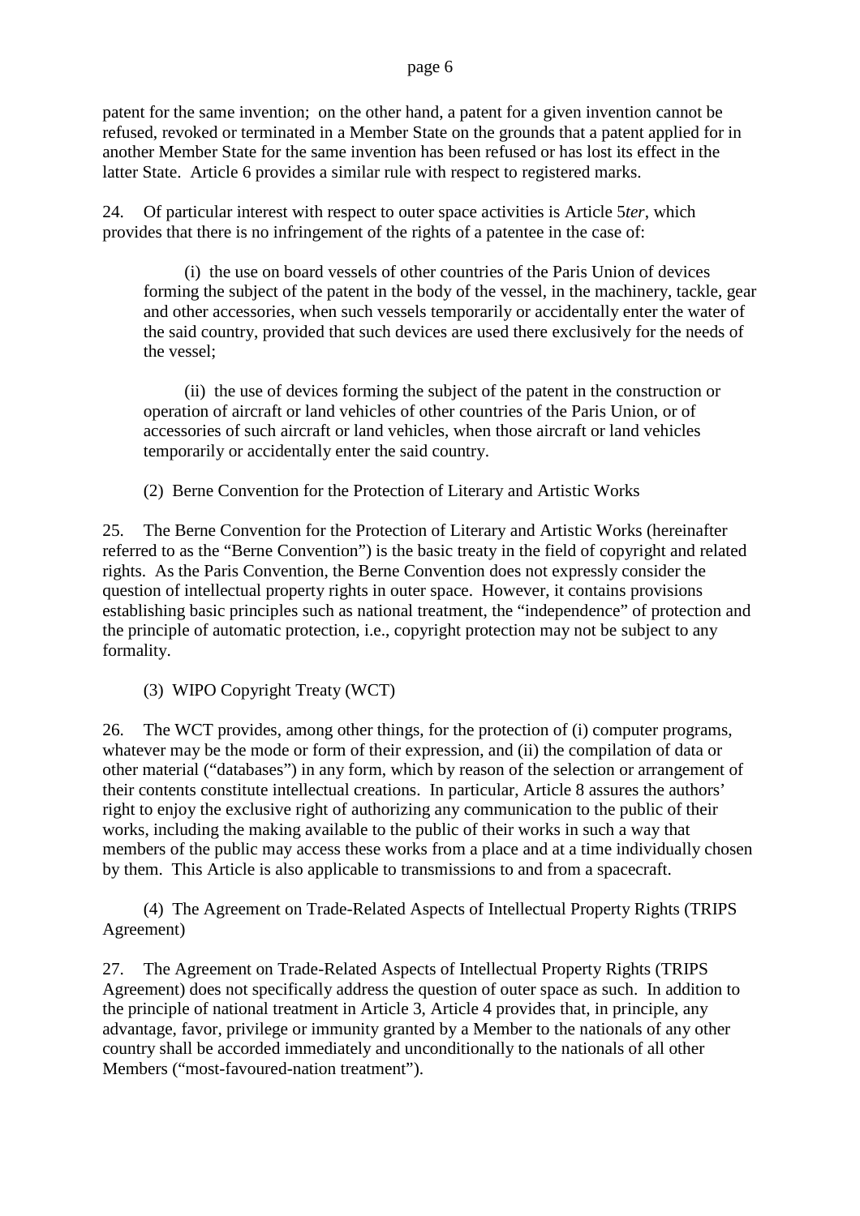patent for the same invention; on the other hand, a patent for a given invention cannot be refused, revoked or terminated in a Member State on the grounds that a patent applied for in another Member State for the same invention has been refused or has lost its effect in the latter State. Article 6 provides a similar rule with respect to registered marks.

24. Of particular interest with respect to outer space activities is Article 5*ter*, which provides that there is no infringement of the rights of a patentee in the case of:

> (i) the use on board vessels of other countries of the Paris Union of devices forming the subject of the patent in the body of the vessel, in the machinery, tackle, gear and other accessories, when such vessels temporarily or accidentally enter the water of the said country, provided that such devices are used there exclusively for the needs of the vessel;
>
> (ii) the use of devices forming the subject of the patent in the construction or operation of aircraft or land vehicles of other countries of the Paris Union, or of accessories of such aircraft or land vehicles, when those aircraft or land vehicles temporarily or accidentally enter the said country.

(2) Berne Convention for the Protection of Literary and Artistic Works

25. The Berne Convention for the Protection of Literary and Artistic Works (hereinafter referred to as the "Berne Convention") is the basic treaty in the field of copyright and related rights. As the Paris Convention, the Berne Convention does not expressly consider the question of intellectual property rights in outer space. However, it contains provisions establishing basic principles such as national treatment, the "independence" of protection and the principle of automatic protection, i.e., copyright protection may not be subject to any formality.

(3) WIPO Copyright Treaty (WCT)

26. The WCT provides, among other things, for the protection of (i) computer programs, whatever may be the mode or form of their expression, and (ii) the compilation of data or other material ("databases") in any form, which by reason of the selection or arrangement of their contents constitute intellectual creations. In particular, Article 8 assures the authors' right to enjoy the exclusive right of authorizing any communication to the public of their works, including the making available to the public of their works in such a way that members of the public may access these works from a place and at a time individually chosen by them. This Article is also applicable to transmissions to and from a spacecraft.

(4) The Agreement on Trade-Related Aspects of Intellectual Property Rights (TRIPS Agreement)

27. The Agreement on Trade-Related Aspects of Intellectual Property Rights (TRIPS Agreement) does not specifically address the question of outer space as such. In addition to the principle of national treatment in Article 3, Article 4 provides that, in principle, any advantage, favor, privilege or immunity granted by a Member to the nationals of any other country shall be accorded immediately and unconditionally to the nationals of all other Members ("most-favoured-nation treatment").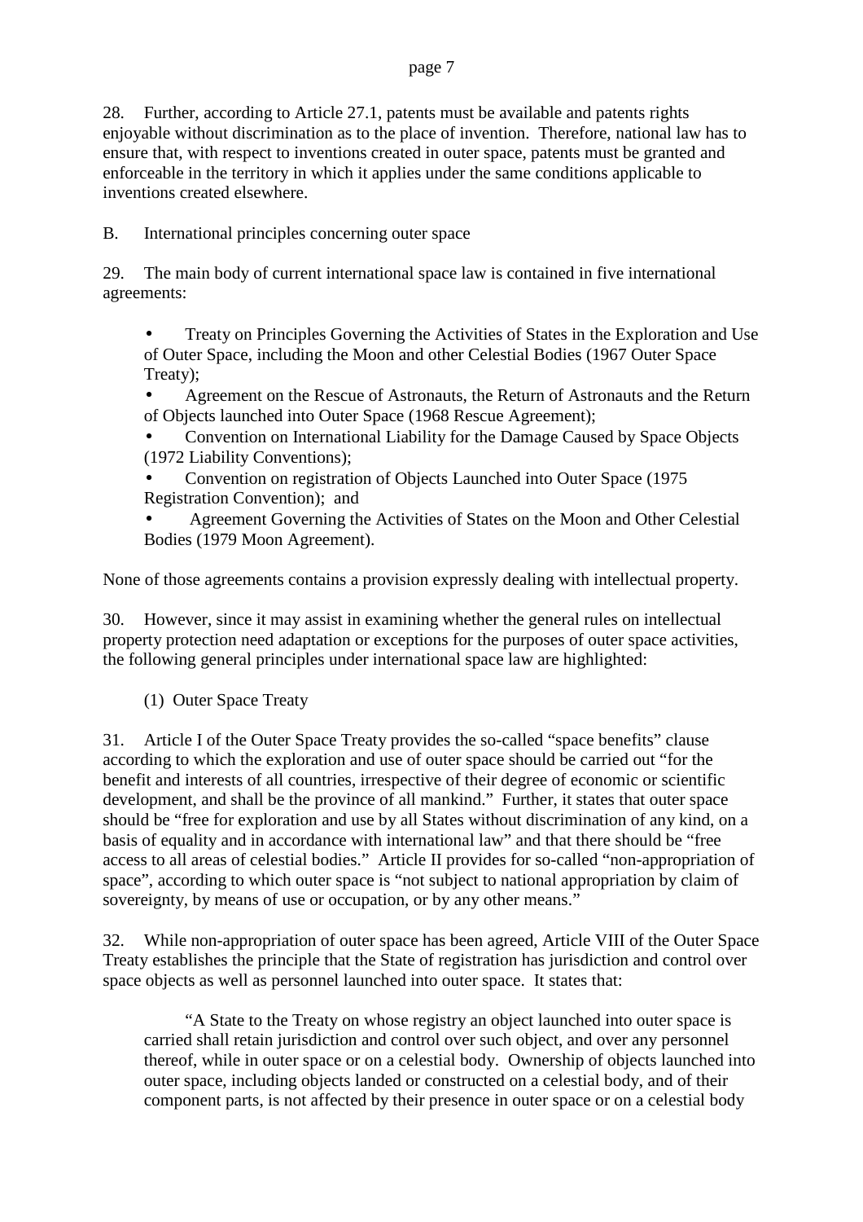28. Further, according to Article 27.1, patents must be available and patents rights enjoyable without discrimination as to the place of invention. Therefore, national law has to ensure that, with respect to inventions created in outer space, patents must be granted and enforceable in the territory in which it applies under the same conditions applicable to inventions created elsewhere.

B. International principles concerning outer space

29. The main body of current international space law is contained in five international agreements:

- Treaty on Principles Governing the Activities of States in the Exploration and Use of Outer Space, including the Moon and other Celestial Bodies (1967 Outer Space Treaty);
- Agreement on the Rescue of Astronauts, the Return of Astronauts and the Return of Objects launched into Outer Space (1968 Rescue Agreement);
- Convention on International Liability for the Damage Caused by Space Objects (1972 Liability Conventions);
- Convention on registration of Objects Launched into Outer Space (1975 Registration Convention); and
- Agreement Governing the Activities of States on the Moon and Other Celestial Bodies (1979 Moon Agreement).

None of those agreements contains a provision expressly dealing with intellectual property.

30. However, since it may assist in examining whether the general rules on intellectual property protection need adaptation or exceptions for the purposes of outer space activities, the following general principles under international space law are highlighted:

(1) Outer Space Treaty

31. Article I of the Outer Space Treaty provides the so-called "space benefits" clause according to which the exploration and use of outer space should be carried out "for the benefit and interests of all countries, irrespective of their degree of economic or scientific development, and shall be the province of all mankind." Further, it states that outer space should be "free for exploration and use by all States without discrimination of any kind, on a basis of equality and in accordance with international law" and that there should be "free access to all areas of celestial bodies." Article II provides for so-called "non-appropriation of space", according to which outer space is "not subject to national appropriation by claim of sovereignty, by means of use or occupation, or by any other means."

32. While non-appropriation of outer space has been agreed, Article VIII of the Outer Space Treaty establishes the principle that the State of registration has jurisdiction and control over space objects as well as personnel launched into outer space. It states that:

> "A State to the Treaty on whose registry an object launched into outer space is carried shall retain jurisdiction and control over such object, and over any personnel thereof, while in outer space or on a celestial body. Ownership of objects launched into outer space, including objects landed or constructed on a celestial body, and of their component parts, is not affected by their presence in outer space or on a celestial body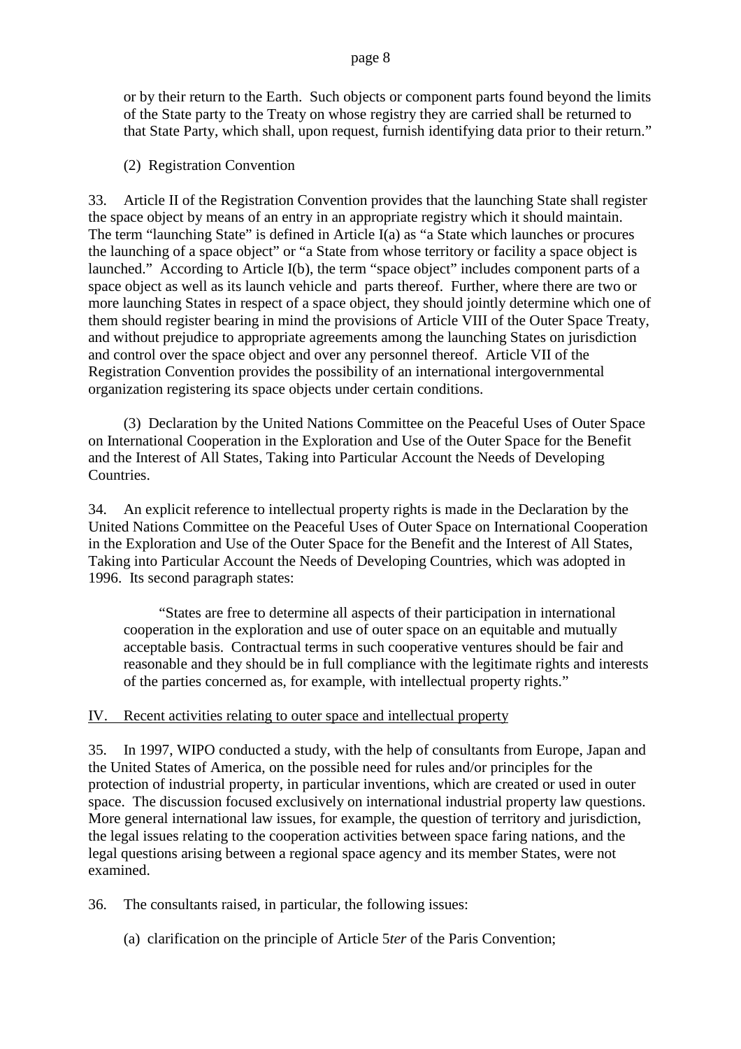or by their return to the Earth. Such objects or component parts found beyond the limits of the State party to the Treaty on whose registry they are carried shall be returned to that State Party, which shall, upon request, furnish identifying data prior to their return."

(2) Registration Convention

33. Article II of the Registration Convention provides that the launching State shall register the space object by means of an entry in an appropriate registry which it should maintain. The term "launching State" is defined in Article I(a) as "a State which launches or procures the launching of a space object" or "a State from whose territory or facility a space object is launched." According to Article I(b), the term "space object" includes component parts of a space object as well as its launch vehicle and parts thereof. Further, where there are two or more launching States in respect of a space object, they should jointly determine which one of them should register bearing in mind the provisions of Article VIII of the Outer Space Treaty, and without prejudice to appropriate agreements among the launching States on jurisdiction and control over the space object and over any personnel thereof. Article VII of the Registration Convention provides the possibility of an international intergovernmental organization registering its space objects under certain conditions.

(3) Declaration by the United Nations Committee on the Peaceful Uses of Outer Space on International Cooperation in the Exploration and Use of the Outer Space for the Benefit and the Interest of All States, Taking into Particular Account the Needs of Developing Countries.

34. An explicit reference to intellectual property rights is made in the Declaration by the United Nations Committee on the Peaceful Uses of Outer Space on International Cooperation in the Exploration and Use of the Outer Space for the Benefit and the Interest of All States, Taking into Particular Account the Needs of Developing Countries, which was adopted in 1996. Its second paragraph states:

> "States are free to determine all aspects of their participation in international cooperation in the exploration and use of outer space on an equitable and mutually acceptable basis. Contractual terms in such cooperative ventures should be fair and reasonable and they should be in full compliance with the legitimate rights and interests of the parties concerned as, for example, with intellectual property rights."

## IV. Recent activities relating to outer space and intellectual property

35. In 1997, WIPO conducted a study, with the help of consultants from Europe, Japan and the United States of America, on the possible need for rules and/or principles for the protection of industrial property, in particular inventions, which are created or used in outer space. The discussion focused exclusively on international industrial property law questions. More general international law issues, for example, the question of territory and jurisdiction, the legal issues relating to the cooperation activities between space faring nations, and the legal questions arising between a regional space agency and its member States, were not examined.

36. The consultants raised, in particular, the following issues:

(a) clarification on the principle of Article 5*ter* of the Paris Convention;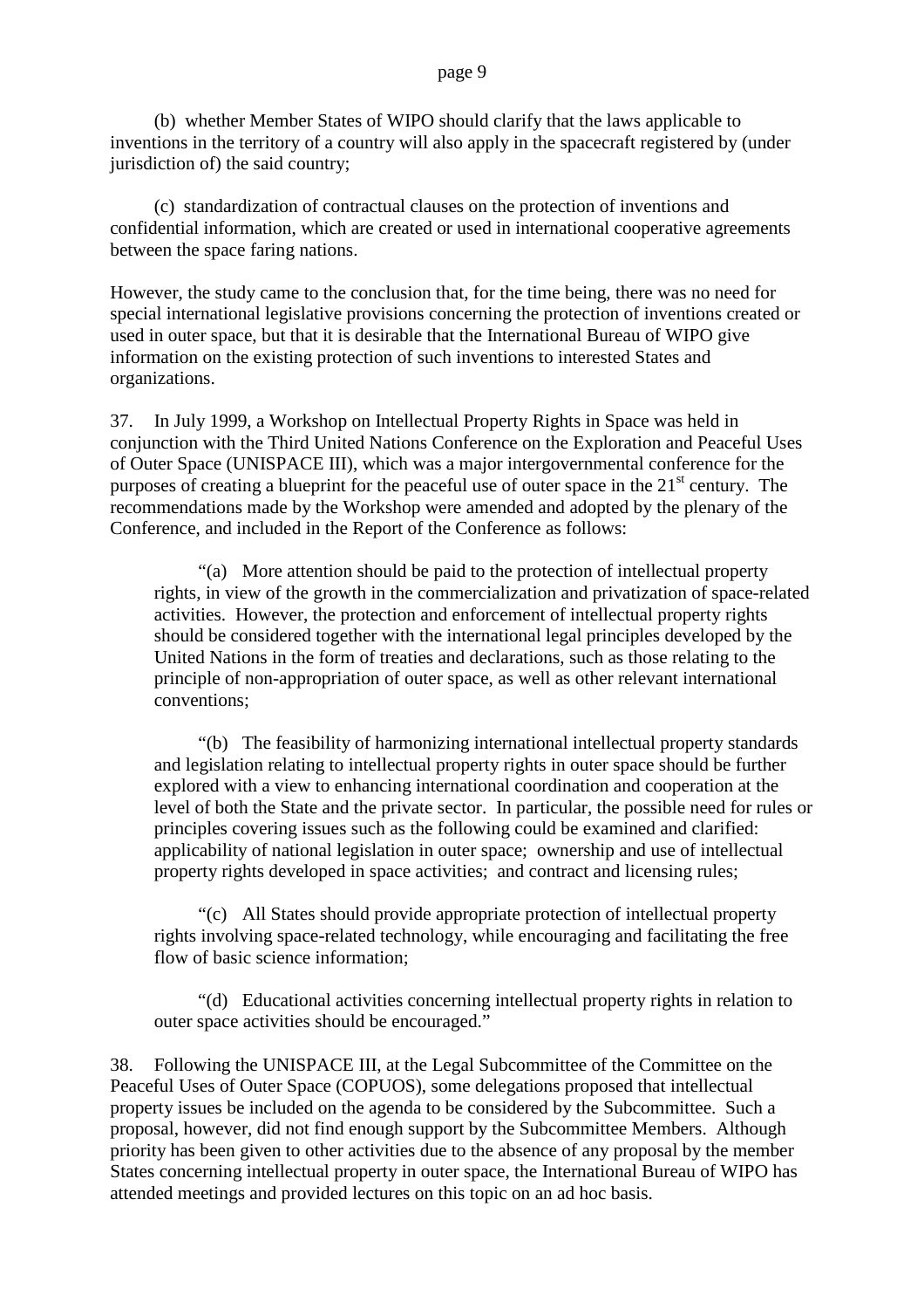(b) whether Member States of WIPO should clarify that the laws applicable to inventions in the territory of a country will also apply in the spacecraft registered by (under jurisdiction of) the said country;

(c) standardization of contractual clauses on the protection of inventions and confidential information, which are created or used in international cooperative agreements between the space faring nations.

However, the study came to the conclusion that, for the time being, there was no need for special international legislative provisions concerning the protection of inventions created or used in outer space, but that it is desirable that the International Bureau of WIPO give information on the existing protection of such inventions to interested States and organizations.

37. In July 1999, a Workshop on Intellectual Property Rights in Space was held in conjunction with the Third United Nations Conference on the Exploration and Peaceful Uses of Outer Space (UNISPACE III), which was a major intergovernmental conference for the purposes of creating a blueprint for the peaceful use of outer space in the 21st century. The recommendations made by the Workshop were amended and adopted by the plenary of the Conference, and included in the Report of the Conference as follows:

> "(a) More attention should be paid to the protection of intellectual property rights, in view of the growth in the commercialization and privatization of space-related activities. However, the protection and enforcement of intellectual property rights should be considered together with the international legal principles developed by the United Nations in the form of treaties and declarations, such as those relating to the principle of non-appropriation of outer space, as well as other relevant international conventions;
>
> "(b) The feasibility of harmonizing international intellectual property standards and legislation relating to intellectual property rights in outer space should be further explored with a view to enhancing international coordination and cooperation at the level of both the State and the private sector. In particular, the possible need for rules or principles covering issues such as the following could be examined and clarified: applicability of national legislation in outer space; ownership and use of intellectual property rights developed in space activities; and contract and licensing rules;
>
> "(c) All States should provide appropriate protection of intellectual property rights involving space-related technology, while encouraging and facilitating the free flow of basic science information;
>
> "(d) Educational activities concerning intellectual property rights in relation to outer space activities should be encouraged."

38. Following the UNISPACE III, at the Legal Subcommittee of the Committee on the Peaceful Uses of Outer Space (COPUOS), some delegations proposed that intellectual property issues be included on the agenda to be considered by the Subcommittee. Such a proposal, however, did not find enough support by the Subcommittee Members. Although priority has been given to other activities due to the absence of any proposal by the member States concerning intellectual property in outer space, the International Bureau of WIPO has attended meetings and provided lectures on this topic on an ad hoc basis.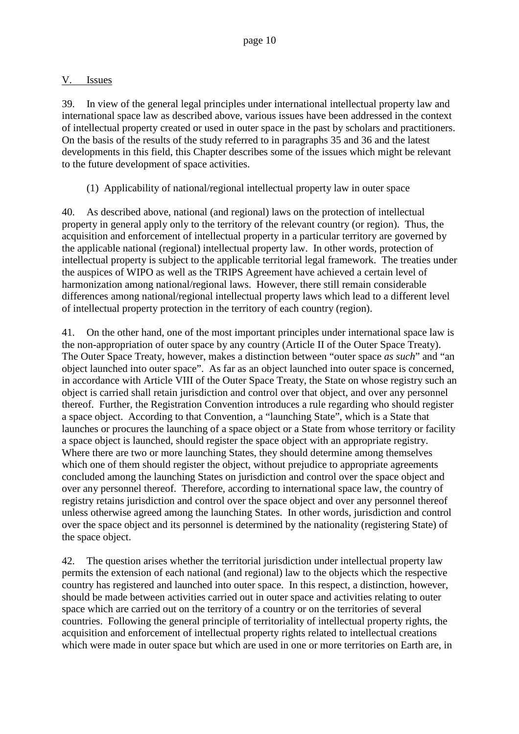## V. Issues

39. In view of the general legal principles under international intellectual property law and international space law as described above, various issues have been addressed in the context of intellectual property created or used in outer space in the past by scholars and practitioners. On the basis of the results of the study referred to in paragraphs 35 and 36 and the latest developments in this field, this Chapter describes some of the issues which might be relevant to the future development of space activities.

### (1) Applicability of national/regional intellectual property law in outer space

40. As described above, national (and regional) laws on the protection of intellectual property in general apply only to the territory of the relevant country (or region). Thus, the acquisition and enforcement of intellectual property in a particular territory are governed by the applicable national (regional) intellectual property law. In other words, protection of intellectual property is subject to the applicable territorial legal framework. The treaties under the auspices of WIPO as well as the TRIPS Agreement have achieved a certain level of harmonization among national/regional laws. However, there still remain considerable differences among national/regional intellectual property laws which lead to a different level of intellectual property protection in the territory of each country (region).

41. On the other hand, one of the most important principles under international space law is the non-appropriation of outer space by any country (Article II of the Outer Space Treaty). The Outer Space Treaty, however, makes a distinction between "outer space *as such*" and "an object launched into outer space". As far as an object launched into outer space is concerned, in accordance with Article VIII of the Outer Space Treaty, the State on whose registry such an object is carried shall retain jurisdiction and control over that object, and over any personnel thereof. Further, the Registration Convention introduces a rule regarding who should register a space object. According to that Convention, a "launching State", which is a State that launches or procures the launching of a space object or a State from whose territory or facility a space object is launched, should register the space object with an appropriate registry. Where there are two or more launching States, they should determine among themselves which one of them should register the object, without prejudice to appropriate agreements concluded among the launching States on jurisdiction and control over the space object and over any personnel thereof. Therefore, according to international space law, the country of registry retains jurisdiction and control over the space object and over any personnel thereof unless otherwise agreed among the launching States. In other words, jurisdiction and control over the space object and its personnel is determined by the nationality (registering State) of the space object.

42. The question arises whether the territorial jurisdiction under intellectual property law permits the extension of each national (and regional) law to the objects which the respective country has registered and launched into outer space. In this respect, a distinction, however, should be made between activities carried out in outer space and activities relating to outer space which are carried out on the territory of a country or on the territories of several countries. Following the general principle of territoriality of intellectual property rights, the acquisition and enforcement of intellectual property rights related to intellectual creations which were made in outer space but which are used in one or more territories on Earth are, in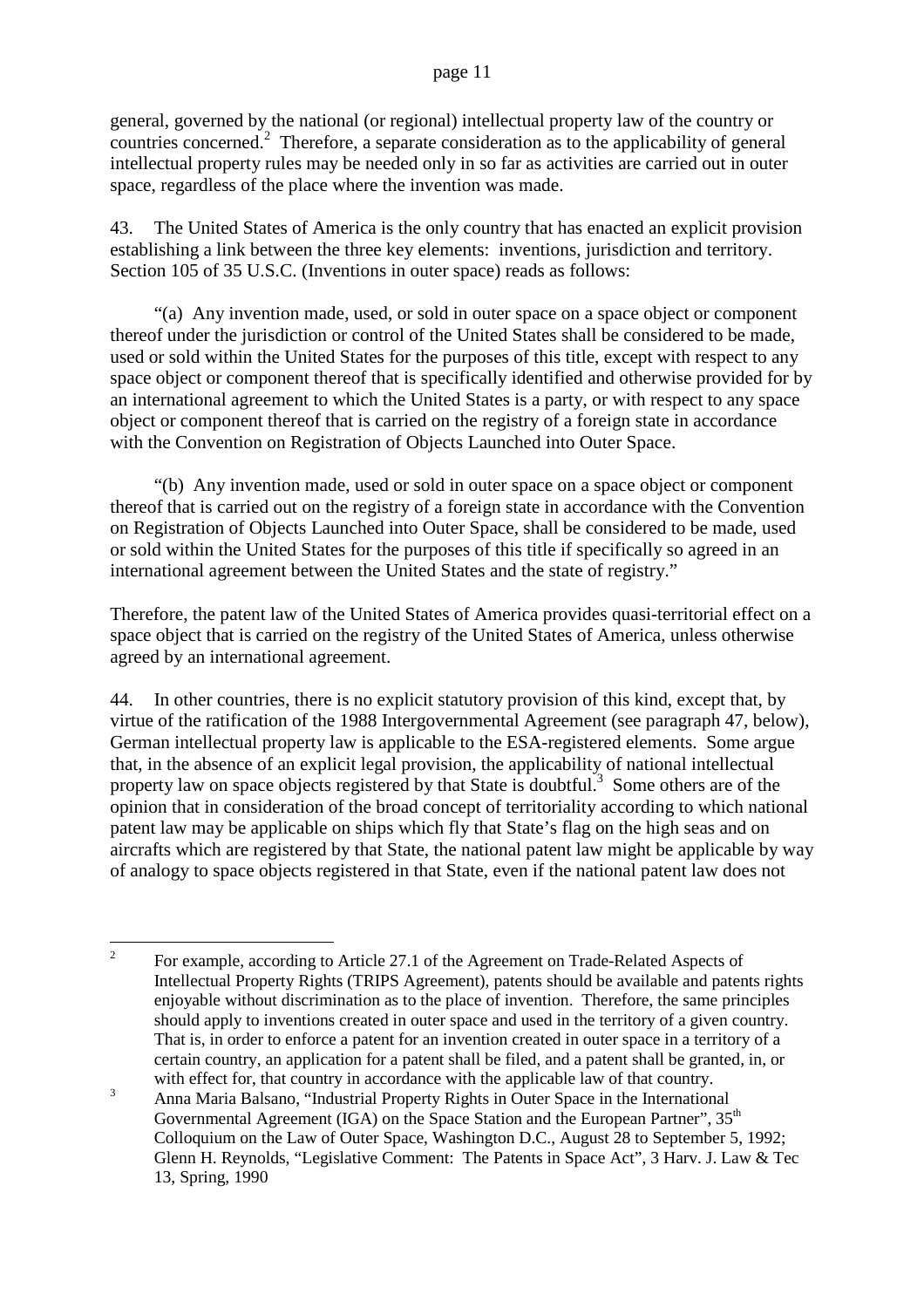general, governed by the national (or regional) intellectual property law of the country or countries concerned.[2] Therefore, a separate consideration as to the applicability of general intellectual property rules may be needed only in so far as activities are carried out in outer space, regardless of the place where the invention was made.

43. The United States of America is the only country that has enacted an explicit provision establishing a link between the three key elements: inventions, jurisdiction and territory. Section 105 of 35 U.S.C. (Inventions in outer space) reads as follows:

"(a) Any invention made, used, or sold in outer space on a space object or component thereof under the jurisdiction or control of the United States shall be considered to be made, used or sold within the United States for the purposes of this title, except with respect to any space object or component thereof that is specifically identified and otherwise provided for by an international agreement to which the United States is a party, or with respect to any space object or component thereof that is carried on the registry of a foreign state in accordance with the Convention on Registration of Objects Launched into Outer Space.

"(b) Any invention made, used or sold in outer space on a space object or component thereof that is carried out on the registry of a foreign state in accordance with the Convention on Registration of Objects Launched into Outer Space, shall be considered to be made, used or sold within the United States for the purposes of this title if specifically so agreed in an international agreement between the United States and the state of registry."

Therefore, the patent law of the United States of America provides quasi-territorial effect on a space object that is carried on the registry of the United States of America, unless otherwise agreed by an international agreement.

44. In other countries, there is no explicit statutory provision of this kind, except that, by virtue of the ratification of the 1988 Intergovernmental Agreement (see paragraph 47, below), German intellectual property law is applicable to the ESA-registered elements. Some argue that, in the absence of an explicit legal provision, the applicability of national intellectual property law on space objects registered by that State is doubtful.[3] Some others are of the opinion that in consideration of the broad concept of territoriality according to which national patent law may be applicable on ships which fly that State's flag on the high seas and on aircrafts which are registered by that State, the national patent law might be applicable by way of analogy to space objects registered in that State, even if the national patent law does not

---

[2] For example, according to Article 27.1 of the Agreement on Trade-Related Aspects of Intellectual Property Rights (TRIPS Agreement), patents should be available and patents rights enjoyable without discrimination as to the place of invention. Therefore, the same principles should apply to inventions created in outer space and used in the territory of a given country. That is, in order to enforce a patent for an invention created in outer space in a territory of a certain country, an application for a patent shall be filed, and a patent shall be granted, in, or with effect for, that country in accordance with the applicable law of that country.

[3] Anna Maria Balsano, "Industrial Property Rights in Outer Space in the International Governmental Agreement (IGA) on the Space Station and the European Partner", 35th Colloquium on the Law of Outer Space, Washington D.C., August 28 to September 5, 1992; Glenn H. Reynolds, "Legislative Comment: The Patents in Space Act", 3 Harv. J. Law & Tec 13, Spring, 1990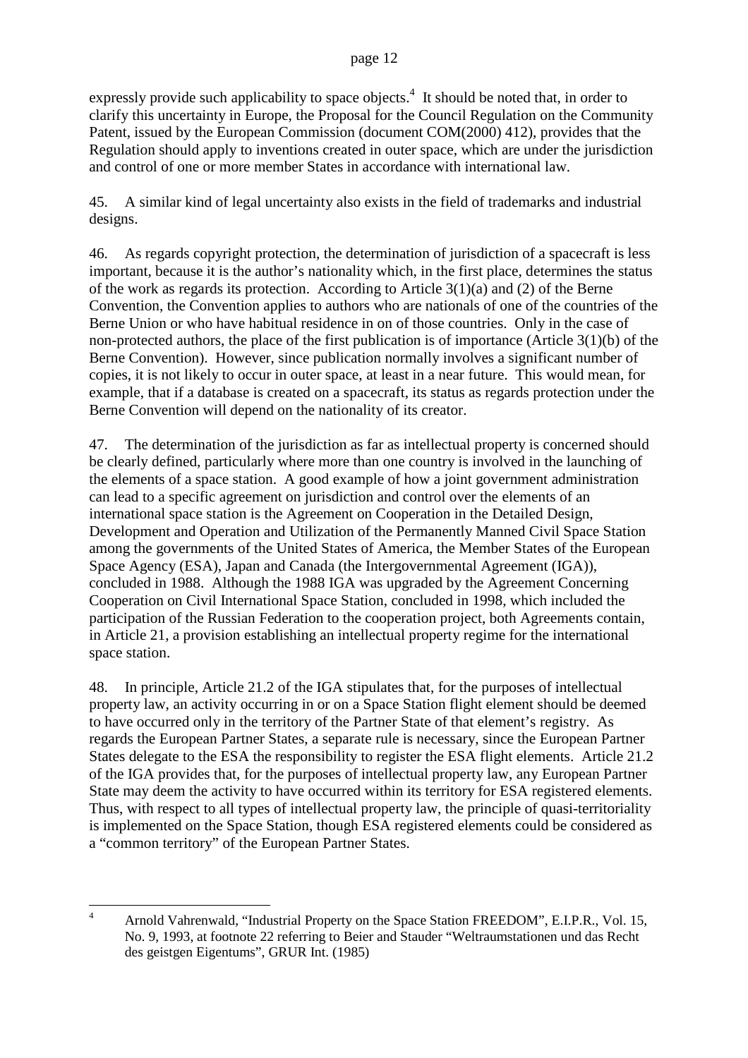expressly provide such applicability to space objects.[4] It should be noted that, in order to clarify this uncertainty in Europe, the Proposal for the Council Regulation on the Community Patent, issued by the European Commission (document COM(2000) 412), provides that the Regulation should apply to inventions created in outer space, which are under the jurisdiction and control of one or more member States in accordance with international law.

45. A similar kind of legal uncertainty also exists in the field of trademarks and industrial designs.

46. As regards copyright protection, the determination of jurisdiction of a spacecraft is less important, because it is the author's nationality which, in the first place, determines the status of the work as regards its protection. According to Article 3(1)(a) and (2) of the Berne Convention, the Convention applies to authors who are nationals of one of the countries of the Berne Union or who have habitual residence in on of those countries. Only in the case of non-protected authors, the place of the first publication is of importance (Article 3(1)(b) of the Berne Convention). However, since publication normally involves a significant number of copies, it is not likely to occur in outer space, at least in a near future. This would mean, for example, that if a database is created on a spacecraft, its status as regards protection under the Berne Convention will depend on the nationality of its creator.

47. The determination of the jurisdiction as far as intellectual property is concerned should be clearly defined, particularly where more than one country is involved in the launching of the elements of a space station. A good example of how a joint government administration can lead to a specific agreement on jurisdiction and control over the elements of an international space station is the Agreement on Cooperation in the Detailed Design, Development and Operation and Utilization of the Permanently Manned Civil Space Station among the governments of the United States of America, the Member States of the European Space Agency (ESA), Japan and Canada (the Intergovernmental Agreement (IGA)), concluded in 1988. Although the 1988 IGA was upgraded by the Agreement Concerning Cooperation on Civil International Space Station, concluded in 1998, which included the participation of the Russian Federation to the cooperation project, both Agreements contain, in Article 21, a provision establishing an intellectual property regime for the international space station.

48. In principle, Article 21.2 of the IGA stipulates that, for the purposes of intellectual property law, an activity occurring in or on a Space Station flight element should be deemed to have occurred only in the territory of the Partner State of that element's registry. As regards the European Partner States, a separate rule is necessary, since the European Partner States delegate to the ESA the responsibility to register the ESA flight elements. Article 21.2 of the IGA provides that, for the purposes of intellectual property law, any European Partner State may deem the activity to have occurred within its territory for ESA registered elements. Thus, with respect to all types of intellectual property law, the principle of quasi-territoriality is implemented on the Space Station, though ESA registered elements could be considered as a "common territory" of the European Partner States.

---

[4] Arnold Vahrenwald, "Industrial Property on the Space Station FREEDOM", E.I.P.R., Vol. 15, No. 9, 1993, at footnote 22 referring to Beier and Stauder "Weltraumstationen und das Recht des geistgen Eigentums", GRUR Int. (1985)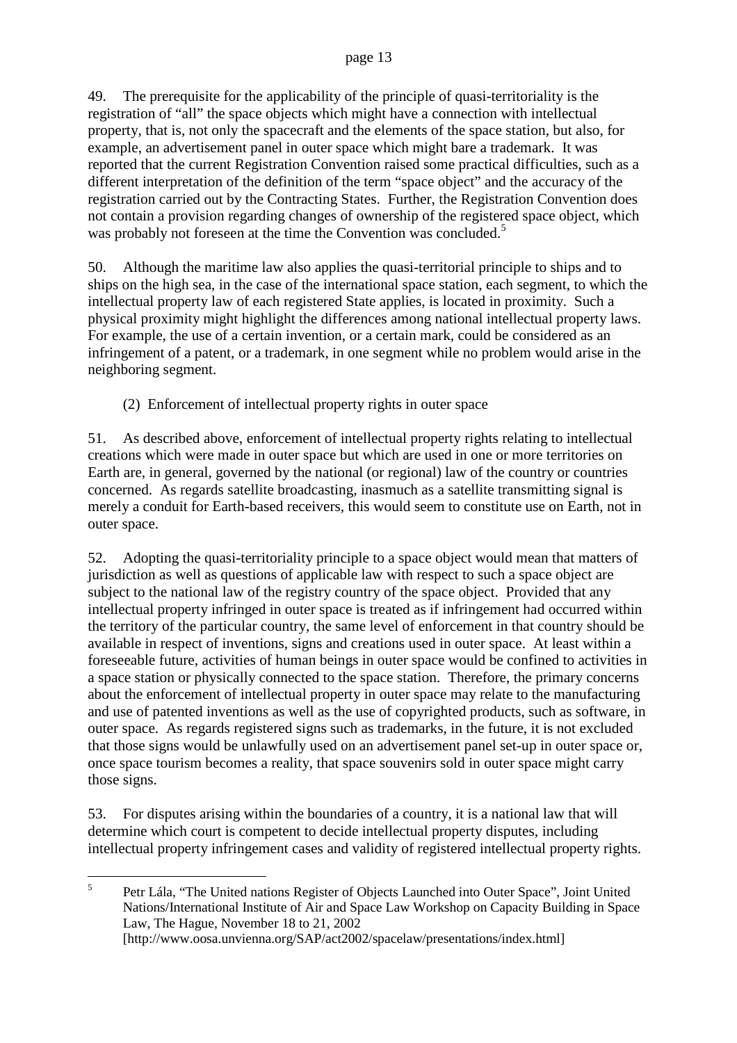49. The prerequisite for the applicability of the principle of quasi-territoriality is the registration of "all" the space objects which might have a connection with intellectual property, that is, not only the spacecraft and the elements of the space station, but also, for example, an advertisement panel in outer space which might bare a trademark. It was reported that the current Registration Convention raised some practical difficulties, such as a different interpretation of the definition of the term "space object" and the accuracy of the registration carried out by the Contracting States. Further, the Registration Convention does not contain a provision regarding changes of ownership of the registered space object, which was probably not foreseen at the time the Convention was concluded.[5]

50. Although the maritime law also applies the quasi-territorial principle to ships and to ships on the high sea, in the case of the international space station, each segment, to which the intellectual property law of each registered State applies, is located in proximity. Such a physical proximity might highlight the differences among national intellectual property laws. For example, the use of a certain invention, or a certain mark, could be considered as an infringement of a patent, or a trademark, in one segment while no problem would arise in the neighboring segment.

(2) Enforcement of intellectual property rights in outer space

51. As described above, enforcement of intellectual property rights relating to intellectual creations which were made in outer space but which are used in one or more territories on Earth are, in general, governed by the national (or regional) law of the country or countries concerned. As regards satellite broadcasting, inasmuch as a satellite transmitting signal is merely a conduit for Earth-based receivers, this would seem to constitute use on Earth, not in outer space.

52. Adopting the quasi-territoriality principle to a space object would mean that matters of jurisdiction as well as questions of applicable law with respect to such a space object are subject to the national law of the registry country of the space object. Provided that any intellectual property infringed in outer space is treated as if infringement had occurred within the territory of the particular country, the same level of enforcement in that country should be available in respect of inventions, signs and creations used in outer space. At least within a foreseeable future, activities of human beings in outer space would be confined to activities in a space station or physically connected to the space station. Therefore, the primary concerns about the enforcement of intellectual property in outer space may relate to the manufacturing and use of patented inventions as well as the use of copyrighted products, such as software, in outer space. As regards registered signs such as trademarks, in the future, it is not excluded that those signs would be unlawfully used on an advertisement panel set-up in outer space or, once space tourism becomes a reality, that space souvenirs sold in outer space might carry those signs.

53. For disputes arising within the boundaries of a country, it is a national law that will determine which court is competent to decide intellectual property disputes, including intellectual property infringement cases and validity of registered intellectual property rights.

---

[5] Petr Lála, "The United nations Register of Objects Launched into Outer Space", Joint United Nations/International Institute of Air and Space Law Workshop on Capacity Building in Space Law, The Hague, November 18 to 21, 2002 [http://www.oosa.unvienna.org/SAP/act2002/spacelaw/presentations/index.html]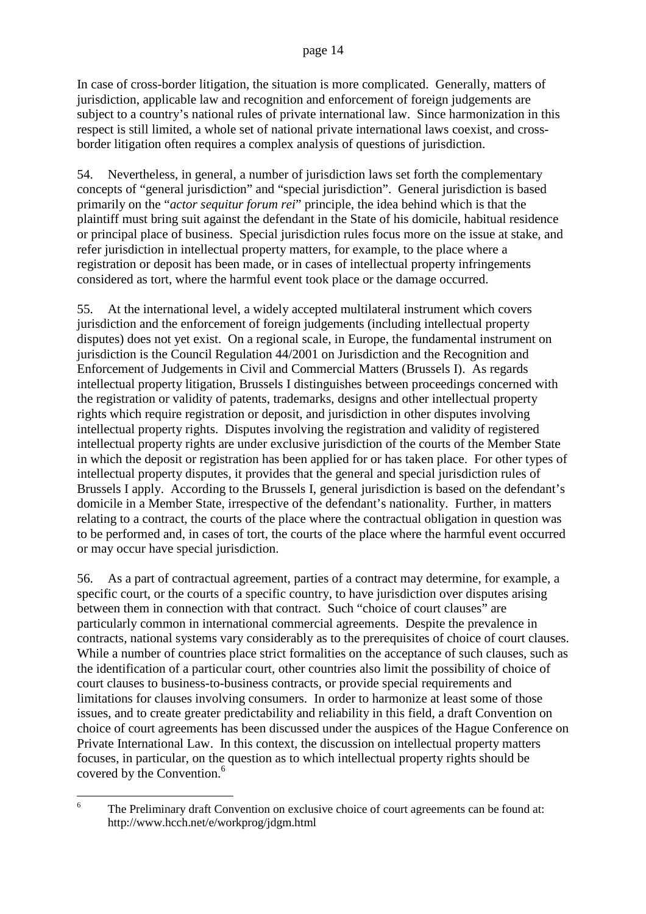In case of cross-border litigation, the situation is more complicated. Generally, matters of jurisdiction, applicable law and recognition and enforcement of foreign judgements are subject to a country's national rules of private international law. Since harmonization in this respect is still limited, a whole set of national private international laws coexist, and cross-border litigation often requires a complex analysis of questions of jurisdiction.

54. Nevertheless, in general, a number of jurisdiction laws set forth the complementary concepts of "general jurisdiction" and "special jurisdiction". General jurisdiction is based primarily on the "*actor sequitur forum rei*" principle, the idea behind which is that the plaintiff must bring suit against the defendant in the State of his domicile, habitual residence or principal place of business. Special jurisdiction rules focus more on the issue at stake, and refer jurisdiction in intellectual property matters, for example, to the place where a registration or deposit has been made, or in cases of intellectual property infringements considered as tort, where the harmful event took place or the damage occurred.

55. At the international level, a widely accepted multilateral instrument which covers jurisdiction and the enforcement of foreign judgements (including intellectual property disputes) does not yet exist. On a regional scale, in Europe, the fundamental instrument on jurisdiction is the Council Regulation 44/2001 on Jurisdiction and the Recognition and Enforcement of Judgements in Civil and Commercial Matters (Brussels I). As regards intellectual property litigation, Brussels I distinguishes between proceedings concerned with the registration or validity of patents, trademarks, designs and other intellectual property rights which require registration or deposit, and jurisdiction in other disputes involving intellectual property rights. Disputes involving the registration and validity of registered intellectual property rights are under exclusive jurisdiction of the courts of the Member State in which the deposit or registration has been applied for or has taken place. For other types of intellectual property disputes, it provides that the general and special jurisdiction rules of Brussels I apply. According to the Brussels I, general jurisdiction is based on the defendant's domicile in a Member State, irrespective of the defendant's nationality. Further, in matters relating to a contract, the courts of the place where the contractual obligation in question was to be performed and, in cases of tort, the courts of the place where the harmful event occurred or may occur have special jurisdiction.

56. As a part of contractual agreement, parties of a contract may determine, for example, a specific court, or the courts of a specific country, to have jurisdiction over disputes arising between them in connection with that contract. Such "choice of court clauses" are particularly common in international commercial agreements. Despite the prevalence in contracts, national systems vary considerably as to the prerequisites of choice of court clauses. While a number of countries place strict formalities on the acceptance of such clauses, such as the identification of a particular court, other countries also limit the possibility of choice of court clauses to business-to-business contracts, or provide special requirements and limitations for clauses involving consumers. In order to harmonize at least some of those issues, and to create greater predictability and reliability in this field, a draft Convention on choice of court agreements has been discussed under the auspices of the Hague Conference on Private International Law. In this context, the discussion on intellectual property matters focuses, in particular, on the question as to which intellectual property rights should be covered by the Convention.[6]

---

[6] The Preliminary draft Convention on exclusive choice of court agreements can be found at: http://www.hcch.net/e/workprog/jdgm.html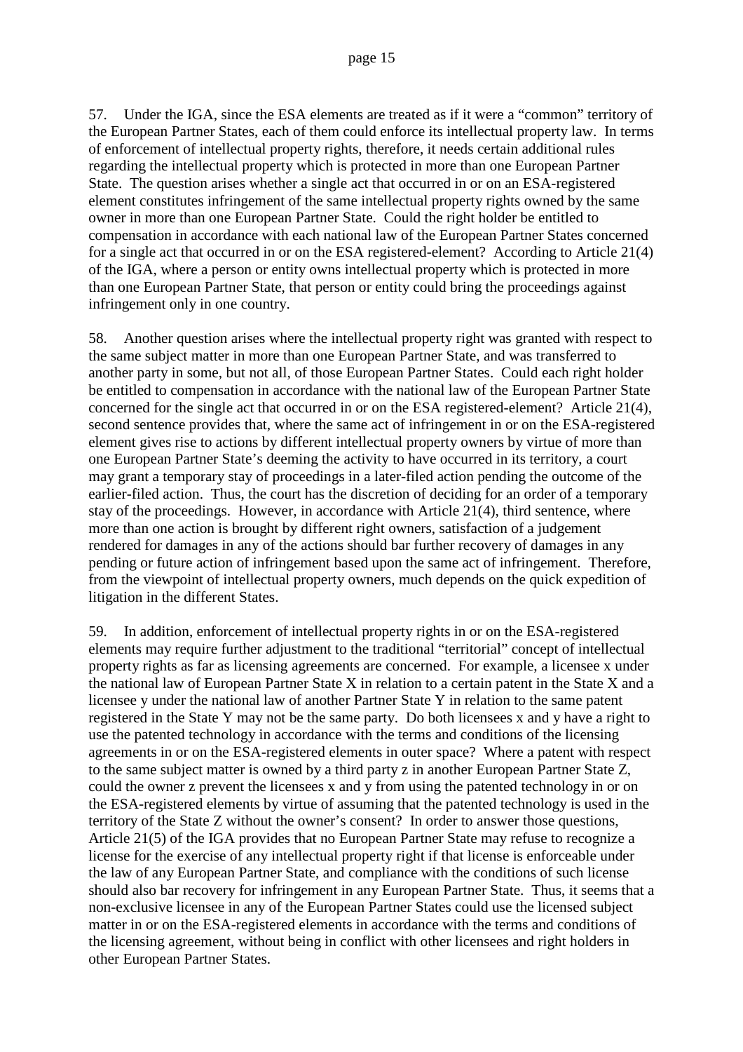57. Under the IGA, since the ESA elements are treated as if it were a "common" territory of the European Partner States, each of them could enforce its intellectual property law. In terms of enforcement of intellectual property rights, therefore, it needs certain additional rules regarding the intellectual property which is protected in more than one European Partner State. The question arises whether a single act that occurred in or on an ESA-registered element constitutes infringement of the same intellectual property rights owned by the same owner in more than one European Partner State. Could the right holder be entitled to compensation in accordance with each national law of the European Partner States concerned for a single act that occurred in or on the ESA registered-element? According to Article 21(4) of the IGA, where a person or entity owns intellectual property which is protected in more than one European Partner State, that person or entity could bring the proceedings against infringement only in one country.

58. Another question arises where the intellectual property right was granted with respect to the same subject matter in more than one European Partner State, and was transferred to another party in some, but not all, of those European Partner States. Could each right holder be entitled to compensation in accordance with the national law of the European Partner State concerned for the single act that occurred in or on the ESA registered-element? Article 21(4), second sentence provides that, where the same act of infringement in or on the ESA-registered element gives rise to actions by different intellectual property owners by virtue of more than one European Partner State's deeming the activity to have occurred in its territory, a court may grant a temporary stay of proceedings in a later-filed action pending the outcome of the earlier-filed action. Thus, the court has the discretion of deciding for an order of a temporary stay of the proceedings. However, in accordance with Article 21(4), third sentence, where more than one action is brought by different right owners, satisfaction of a judgement rendered for damages in any of the actions should bar further recovery of damages in any pending or future action of infringement based upon the same act of infringement. Therefore, from the viewpoint of intellectual property owners, much depends on the quick expedition of litigation in the different States.

59. In addition, enforcement of intellectual property rights in or on the ESA-registered elements may require further adjustment to the traditional "territorial" concept of intellectual property rights as far as licensing agreements are concerned. For example, a licensee x under the national law of European Partner State X in relation to a certain patent in the State X and a licensee y under the national law of another Partner State Y in relation to the same patent registered in the State Y may not be the same party. Do both licensees x and y have a right to use the patented technology in accordance with the terms and conditions of the licensing agreements in or on the ESA-registered elements in outer space? Where a patent with respect to the same subject matter is owned by a third party z in another European Partner State Z, could the owner z prevent the licensees x and y from using the patented technology in or on the ESA-registered elements by virtue of assuming that the patented technology is used in the territory of the State Z without the owner's consent? In order to answer those questions, Article 21(5) of the IGA provides that no European Partner State may refuse to recognize a license for the exercise of any intellectual property right if that license is enforceable under the law of any European Partner State, and compliance with the conditions of such license should also bar recovery for infringement in any European Partner State. Thus, it seems that a non-exclusive licensee in any of the European Partner States could use the licensed subject matter in or on the ESA-registered elements in accordance with the terms and conditions of the licensing agreement, without being in conflict with other licensees and right holders in other European Partner States.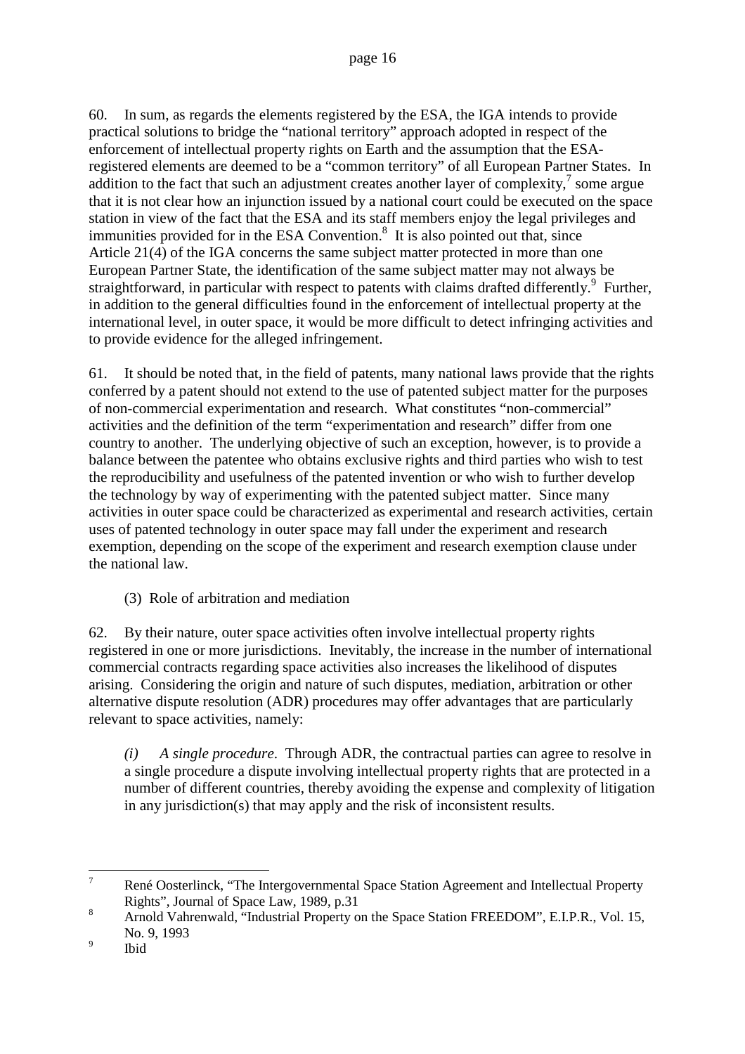60. In sum, as regards the elements registered by the ESA, the IGA intends to provide practical solutions to bridge the "national territory" approach adopted in respect of the enforcement of intellectual property rights on Earth and the assumption that the ESA-registered elements are deemed to be a "common territory" of all European Partner States. In addition to the fact that such an adjustment creates another layer of complexity,[7] some argue that it is not clear how an injunction issued by a national court could be executed on the space station in view of the fact that the ESA and its staff members enjoy the legal privileges and immunities provided for in the ESA Convention.[8] It is also pointed out that, since Article 21(4) of the IGA concerns the same subject matter protected in more than one European Partner State, the identification of the same subject matter may not always be straightforward, in particular with respect to patents with claims drafted differently.[9] Further, in addition to the general difficulties found in the enforcement of intellectual property at the international level, in outer space, it would be more difficult to detect infringing activities and to provide evidence for the alleged infringement.

61. It should be noted that, in the field of patents, many national laws provide that the rights conferred by a patent should not extend to the use of patented subject matter for the purposes of non-commercial experimentation and research. What constitutes "non-commercial" activities and the definition of the term "experimentation and research" differ from one country to another. The underlying objective of such an exception, however, is to provide a balance between the patentee who obtains exclusive rights and third parties who wish to test the reproducibility and usefulness of the patented invention or who wish to further develop the technology by way of experimenting with the patented subject matter. Since many activities in outer space could be characterized as experimental and research activities, certain uses of patented technology in outer space may fall under the experiment and research exemption, depending on the scope of the experiment and research exemption clause under the national law.

(3) Role of arbitration and mediation

62. By their nature, outer space activities often involve intellectual property rights registered in one or more jurisdictions. Inevitably, the increase in the number of international commercial contracts regarding space activities also increases the likelihood of disputes arising. Considering the origin and nature of such disputes, mediation, arbitration or other alternative dispute resolution (ADR) procedures may offer advantages that are particularly relevant to space activities, namely:

> *(i) A single procedure*. Through ADR, the contractual parties can agree to resolve in a single procedure a dispute involving intellectual property rights that are protected in a number of different countries, thereby avoiding the expense and complexity of litigation in any jurisdiction(s) that may apply and the risk of inconsistent results.

---

[7] René Oosterlinck, "The Intergovernmental Space Station Agreement and Intellectual Property Rights", Journal of Space Law, 1989, p.31

[8] Arnold Vahrenwald, "Industrial Property on the Space Station FREEDOM", E.I.P.R., Vol. 15, No. 9, 1993

[9] Ibid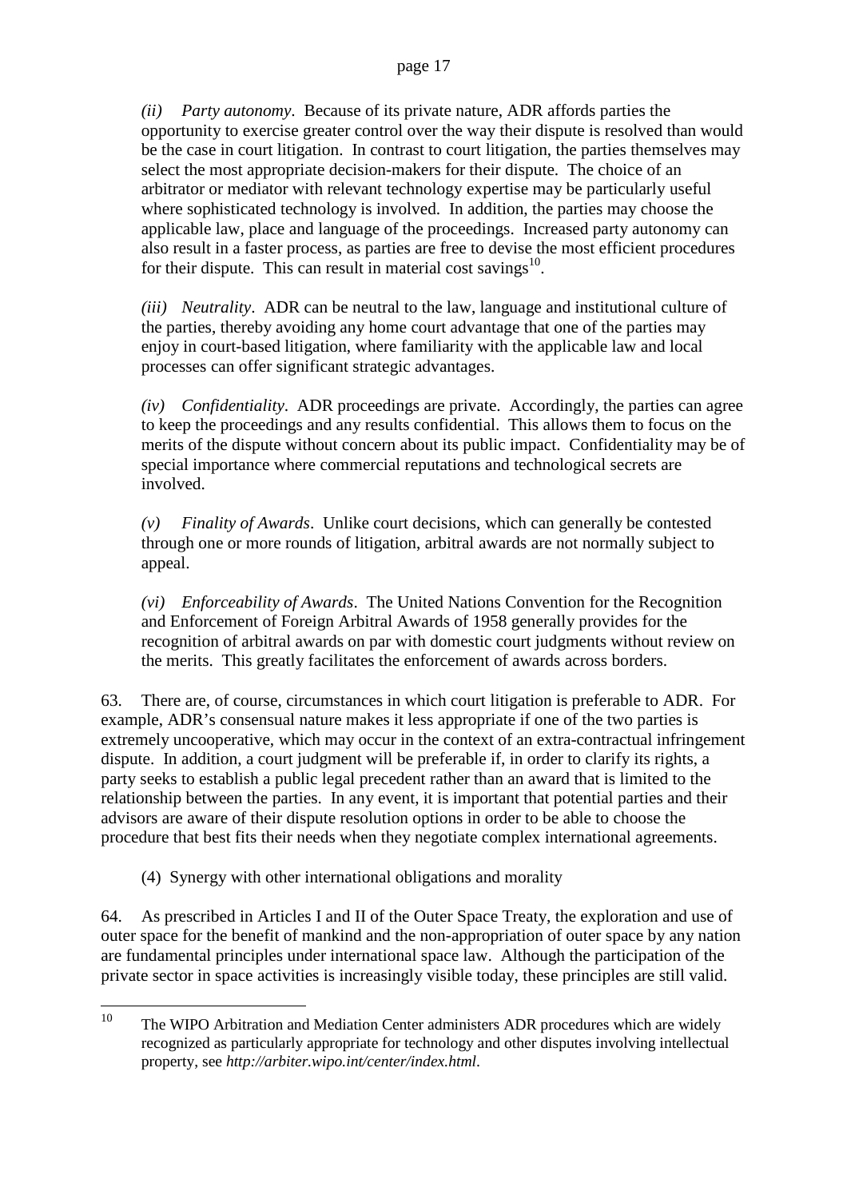*(ii) Party autonomy*. Because of its private nature, ADR affords parties the opportunity to exercise greater control over the way their dispute is resolved than would be the case in court litigation. In contrast to court litigation, the parties themselves may select the most appropriate decision-makers for their dispute. The choice of an arbitrator or mediator with relevant technology expertise may be particularly useful where sophisticated technology is involved. In addition, the parties may choose the applicable law, place and language of the proceedings. Increased party autonomy can also result in a faster process, as parties are free to devise the most efficient procedures for their dispute. This can result in material cost savings[10].

*(iii) Neutrality*. ADR can be neutral to the law, language and institutional culture of the parties, thereby avoiding any home court advantage that one of the parties may enjoy in court-based litigation, where familiarity with the applicable law and local processes can offer significant strategic advantages.

*(iv) Confidentiality*. ADR proceedings are private. Accordingly, the parties can agree to keep the proceedings and any results confidential. This allows them to focus on the merits of the dispute without concern about its public impact. Confidentiality may be of special importance where commercial reputations and technological secrets are involved.

*(v) Finality of Awards*. Unlike court decisions, which can generally be contested through one or more rounds of litigation, arbitral awards are not normally subject to appeal.

*(vi) Enforceability of Awards*. The United Nations Convention for the Recognition and Enforcement of Foreign Arbitral Awards of 1958 generally provides for the recognition of arbitral awards on par with domestic court judgments without review on the merits. This greatly facilitates the enforcement of awards across borders.

63. There are, of course, circumstances in which court litigation is preferable to ADR. For example, ADR's consensual nature makes it less appropriate if one of the two parties is extremely uncooperative, which may occur in the context of an extra-contractual infringement dispute. In addition, a court judgment will be preferable if, in order to clarify its rights, a party seeks to establish a public legal precedent rather than an award that is limited to the relationship between the parties. In any event, it is important that potential parties and their advisors are aware of their dispute resolution options in order to be able to choose the procedure that best fits their needs when they negotiate complex international agreements.

(4) Synergy with other international obligations and morality

64. As prescribed in Articles I and II of the Outer Space Treaty, the exploration and use of outer space for the benefit of mankind and the non-appropriation of outer space by any nation are fundamental principles under international space law. Although the participation of the private sector in space activities is increasingly visible today, these principles are still valid.

---

[10] The WIPO Arbitration and Mediation Center administers ADR procedures which are widely recognized as particularly appropriate for technology and other disputes involving intellectual property, see *http://arbiter.wipo.int/center/index.html*.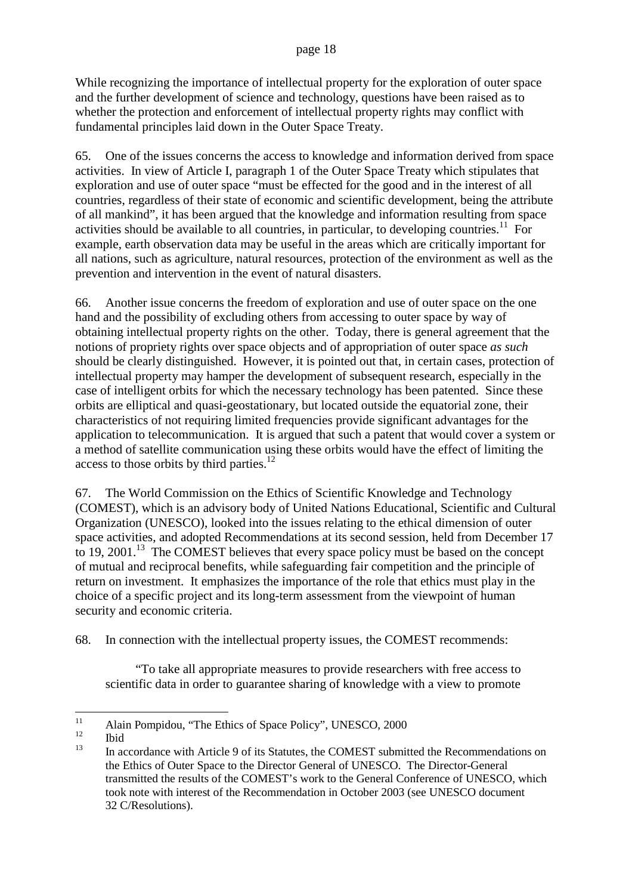While recognizing the importance of intellectual property for the exploration of outer space and the further development of science and technology, questions have been raised as to whether the protection and enforcement of intellectual property rights may conflict with fundamental principles laid down in the Outer Space Treaty.

65. One of the issues concerns the access to knowledge and information derived from space activities. In view of Article I, paragraph 1 of the Outer Space Treaty which stipulates that exploration and use of outer space "must be effected for the good and in the interest of all countries, regardless of their state of economic and scientific development, being the attribute of all mankind", it has been argued that the knowledge and information resulting from space activities should be available to all countries, in particular, to developing countries.[11] For example, earth observation data may be useful in the areas which are critically important for all nations, such as agriculture, natural resources, protection of the environment as well as the prevention and intervention in the event of natural disasters.

66. Another issue concerns the freedom of exploration and use of outer space on the one hand and the possibility of excluding others from accessing to outer space by way of obtaining intellectual property rights on the other. Today, there is general agreement that the notions of propriety rights over space objects and of appropriation of outer space *as such* should be clearly distinguished. However, it is pointed out that, in certain cases, protection of intellectual property may hamper the development of subsequent research, especially in the case of intelligent orbits for which the necessary technology has been patented. Since these orbits are elliptical and quasi-geostationary, but located outside the equatorial zone, their characteristics of not requiring limited frequencies provide significant advantages for the application to telecommunication. It is argued that such a patent that would cover a system or a method of satellite communication using these orbits would have the effect of limiting the access to those orbits by third parties.[12]

67. The World Commission on the Ethics of Scientific Knowledge and Technology (COMEST), which is an advisory body of United Nations Educational, Scientific and Cultural Organization (UNESCO), looked into the issues relating to the ethical dimension of outer space activities, and adopted Recommendations at its second session, held from December 17 to 19, 2001.[13] The COMEST believes that every space policy must be based on the concept of mutual and reciprocal benefits, while safeguarding fair competition and the principle of return on investment. It emphasizes the importance of the role that ethics must play in the choice of a specific project and its long-term assessment from the viewpoint of human security and economic criteria.

68. In connection with the intellectual property issues, the COMEST recommends:

> "To take all appropriate measures to provide researchers with free access to scientific data in order to guarantee sharing of knowledge with a view to promote

---

[11] Alain Pompidou, "The Ethics of Space Policy", UNESCO, 2000

[12] Ibid

[13] In accordance with Article 9 of its Statutes, the COMEST submitted the Recommendations on the Ethics of Outer Space to the Director General of UNESCO. The Director-General transmitted the results of the COMEST's work to the General Conference of UNESCO, which took note with interest of the Recommendation in October 2003 (see UNESCO document 32 C/Resolutions).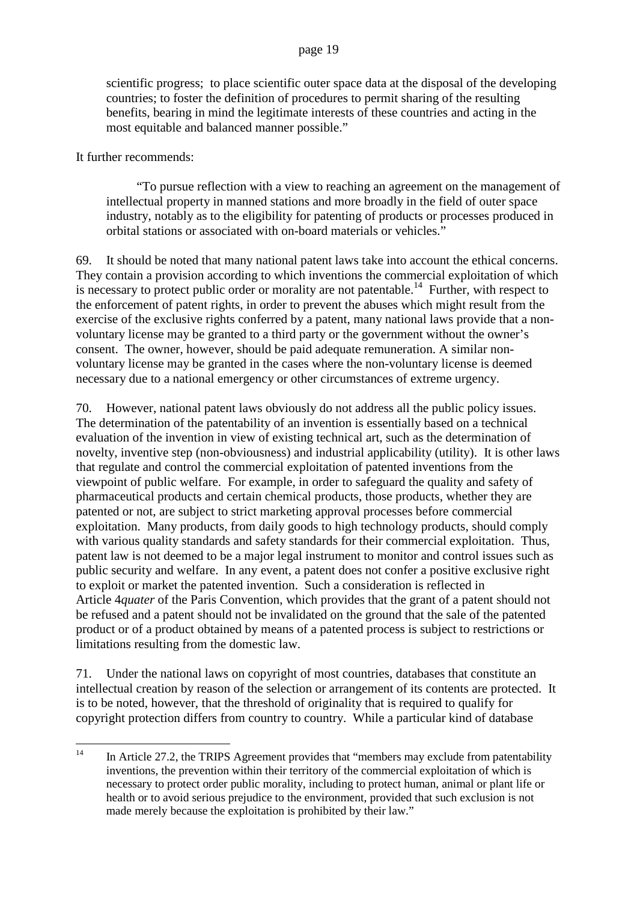> scientific progress; to place scientific outer space data at the disposal of the developing countries; to foster the definition of procedures to permit sharing of the resulting benefits, bearing in mind the legitimate interests of these countries and acting in the most equitable and balanced manner possible."

It further recommends:

> "To pursue reflection with a view to reaching an agreement on the management of intellectual property in manned stations and more broadly in the field of outer space industry, notably as to the eligibility for patenting of products or processes produced in orbital stations or associated with on-board materials or vehicles."

69. It should be noted that many national patent laws take into account the ethical concerns. They contain a provision according to which inventions the commercial exploitation of which is necessary to protect public order or morality are not patentable.[14] Further, with respect to the enforcement of patent rights, in order to prevent the abuses which might result from the exercise of the exclusive rights conferred by a patent, many national laws provide that a non-voluntary license may be granted to a third party or the government without the owner's consent. The owner, however, should be paid adequate remuneration. A similar non-voluntary license may be granted in the cases where the non-voluntary license is deemed necessary due to a national emergency or other circumstances of extreme urgency.

70. However, national patent laws obviously do not address all the public policy issues. The determination of the patentability of an invention is essentially based on a technical evaluation of the invention in view of existing technical art, such as the determination of novelty, inventive step (non-obviousness) and industrial applicability (utility). It is other laws that regulate and control the commercial exploitation of patented inventions from the viewpoint of public welfare. For example, in order to safeguard the quality and safety of pharmaceutical products and certain chemical products, those products, whether they are patented or not, are subject to strict marketing approval processes before commercial exploitation. Many products, from daily goods to high technology products, should comply with various quality standards and safety standards for their commercial exploitation. Thus, patent law is not deemed to be a major legal instrument to monitor and control issues such as public security and welfare. In any event, a patent does not confer a positive exclusive right to exploit or market the patented invention. Such a consideration is reflected in Article 4*quater* of the Paris Convention, which provides that the grant of a patent should not be refused and a patent should not be invalidated on the ground that the sale of the patented product or of a product obtained by means of a patented process is subject to restrictions or limitations resulting from the domestic law.

71. Under the national laws on copyright of most countries, databases that constitute an intellectual creation by reason of the selection or arrangement of its contents are protected. It is to be noted, however, that the threshold of originality that is required to qualify for copyright protection differs from country to country. While a particular kind of database

---

[14] In Article 27.2, the TRIPS Agreement provides that "members may exclude from patentability inventions, the prevention within their territory of the commercial exploitation of which is necessary to protect order public morality, including to protect human, animal or plant life or health or to avoid serious prejudice to the environment, provided that such exclusion is not made merely because the exploitation is prohibited by their law."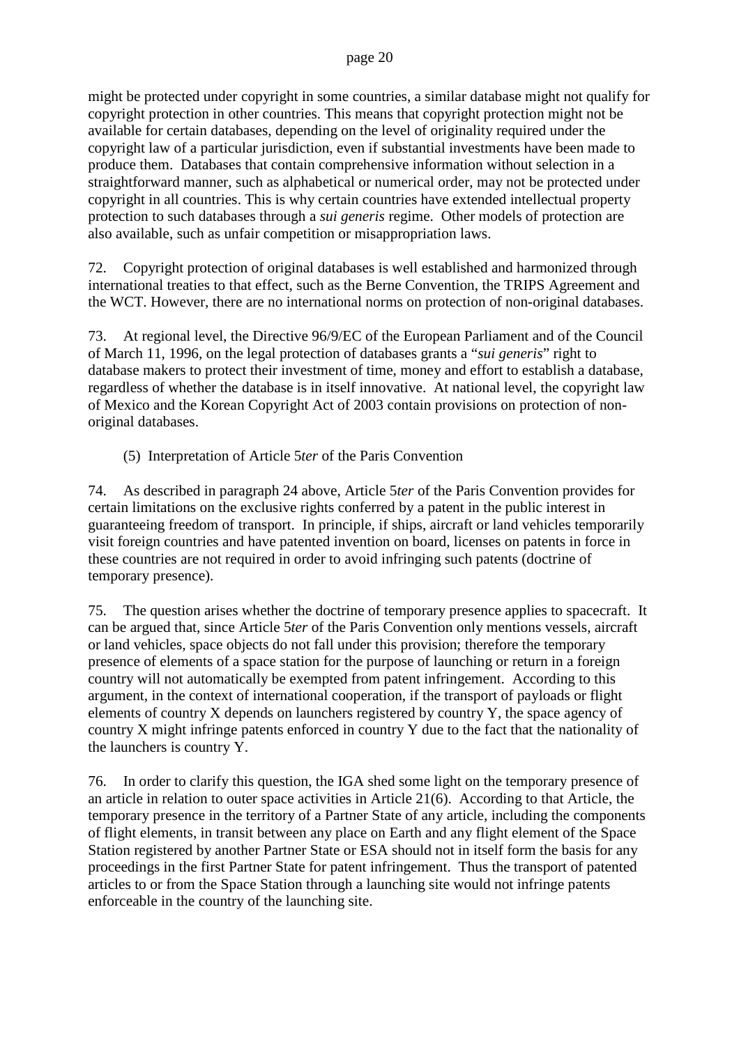might be protected under copyright in some countries, a similar database might not qualify for copyright protection in other countries. This means that copyright protection might not be available for certain databases, depending on the level of originality required under the copyright law of a particular jurisdiction, even if substantial investments have been made to produce them. Databases that contain comprehensive information without selection in a straightforward manner, such as alphabetical or numerical order, may not be protected under copyright in all countries. This is why certain countries have extended intellectual property protection to such databases through a *sui generis* regime. Other models of protection are also available, such as unfair competition or misappropriation laws.

72. Copyright protection of original databases is well established and harmonized through international treaties to that effect, such as the Berne Convention, the TRIPS Agreement and the WCT. However, there are no international norms on protection of non-original databases.

73. At regional level, the Directive 96/9/EC of the European Parliament and of the Council of March 11, 1996, on the legal protection of databases grants a "*sui generis*" right to database makers to protect their investment of time, money and effort to establish a database, regardless of whether the database is in itself innovative. At national level, the copyright law of Mexico and the Korean Copyright Act of 2003 contain provisions on protection of non-original databases.

(5) Interpretation of Article 5*ter* of the Paris Convention

74. As described in paragraph 24 above, Article 5*ter* of the Paris Convention provides for certain limitations on the exclusive rights conferred by a patent in the public interest in guaranteeing freedom of transport. In principle, if ships, aircraft or land vehicles temporarily visit foreign countries and have patented invention on board, licenses on patents in force in these countries are not required in order to avoid infringing such patents (doctrine of temporary presence).

75. The question arises whether the doctrine of temporary presence applies to spacecraft. It can be argued that, since Article 5*ter* of the Paris Convention only mentions vessels, aircraft or land vehicles, space objects do not fall under this provision; therefore the temporary presence of elements of a space station for the purpose of launching or return in a foreign country will not automatically be exempted from patent infringement. According to this argument, in the context of international cooperation, if the transport of payloads or flight elements of country X depends on launchers registered by country Y, the space agency of country X might infringe patents enforced in country Y due to the fact that the nationality of the launchers is country Y.

76. In order to clarify this question, the IGA shed some light on the temporary presence of an article in relation to outer space activities in Article 21(6). According to that Article, the temporary presence in the territory of a Partner State of any article, including the components of flight elements, in transit between any place on Earth and any flight element of the Space Station registered by another Partner State or ESA should not in itself form the basis for any proceedings in the first Partner State for patent infringement. Thus the transport of patented articles to or from the Space Station through a launching site would not infringe patents enforceable in the country of the launching site.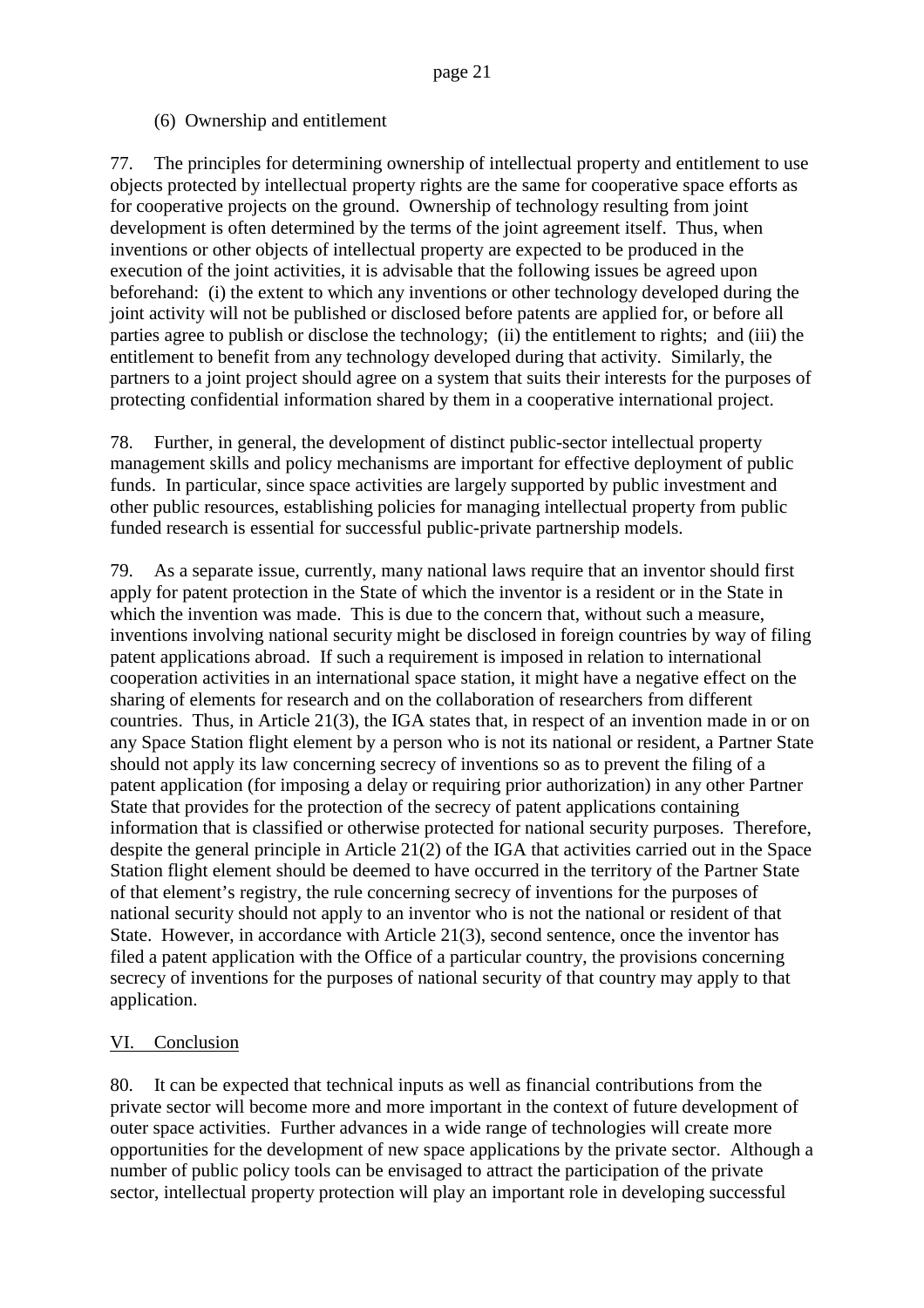(6) Ownership and entitlement

77. The principles for determining ownership of intellectual property and entitlement to use objects protected by intellectual property rights are the same for cooperative space efforts as for cooperative projects on the ground. Ownership of technology resulting from joint development is often determined by the terms of the joint agreement itself. Thus, when inventions or other objects of intellectual property are expected to be produced in the execution of the joint activities, it is advisable that the following issues be agreed upon beforehand: (i) the extent to which any inventions or other technology developed during the joint activity will not be published or disclosed before patents are applied for, or before all parties agree to publish or disclose the technology; (ii) the entitlement to rights; and (iii) the entitlement to benefit from any technology developed during that activity. Similarly, the partners to a joint project should agree on a system that suits their interests for the purposes of protecting confidential information shared by them in a cooperative international project.

78. Further, in general, the development of distinct public-sector intellectual property management skills and policy mechanisms are important for effective deployment of public funds. In particular, since space activities are largely supported by public investment and other public resources, establishing policies for managing intellectual property from public funded research is essential for successful public-private partnership models.

79. As a separate issue, currently, many national laws require that an inventor should first apply for patent protection in the State of which the inventor is a resident or in the State in which the invention was made. This is due to the concern that, without such a measure, inventions involving national security might be disclosed in foreign countries by way of filing patent applications abroad. If such a requirement is imposed in relation to international cooperation activities in an international space station, it might have a negative effect on the sharing of elements for research and on the collaboration of researchers from different countries. Thus, in Article 21(3), the IGA states that, in respect of an invention made in or on any Space Station flight element by a person who is not its national or resident, a Partner State should not apply its law concerning secrecy of inventions so as to prevent the filing of a patent application (for imposing a delay or requiring prior authorization) in any other Partner State that provides for the protection of the secrecy of patent applications containing information that is classified or otherwise protected for national security purposes. Therefore, despite the general principle in Article 21(2) of the IGA that activities carried out in the Space Station flight element should be deemed to have occurred in the territory of the Partner State of that element's registry, the rule concerning secrecy of inventions for the purposes of national security should not apply to an inventor who is not the national or resident of that State. However, in accordance with Article 21(3), second sentence, once the inventor has filed a patent application with the Office of a particular country, the provisions concerning secrecy of inventions for the purposes of national security of that country may apply to that application.

## VI. Conclusion

80. It can be expected that technical inputs as well as financial contributions from the private sector will become more and more important in the context of future development of outer space activities. Further advances in a wide range of technologies will create more opportunities for the development of new space applications by the private sector. Although a number of public policy tools can be envisaged to attract the participation of the private sector, intellectual property protection will play an important role in developing successful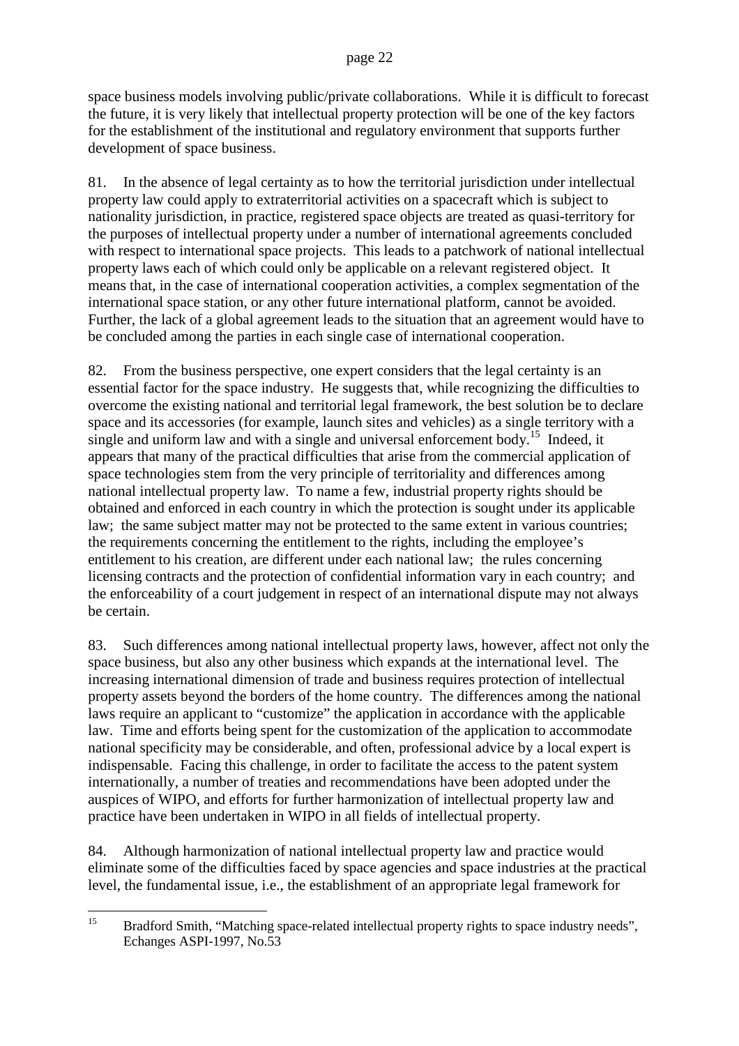space business models involving public/private collaborations. While it is difficult to forecast the future, it is very likely that intellectual property protection will be one of the key factors for the establishment of the institutional and regulatory environment that supports further development of space business.

81. In the absence of legal certainty as to how the territorial jurisdiction under intellectual property law could apply to extraterritorial activities on a spacecraft which is subject to nationality jurisdiction, in practice, registered space objects are treated as quasi-territory for the purposes of intellectual property under a number of international agreements concluded with respect to international space projects. This leads to a patchwork of national intellectual property laws each of which could only be applicable on a relevant registered object. It means that, in the case of international cooperation activities, a complex segmentation of the international space station, or any other future international platform, cannot be avoided. Further, the lack of a global agreement leads to the situation that an agreement would have to be concluded among the parties in each single case of international cooperation.

82. From the business perspective, one expert considers that the legal certainty is an essential factor for the space industry. He suggests that, while recognizing the difficulties to overcome the existing national and territorial legal framework, the best solution be to declare space and its accessories (for example, launch sites and vehicles) as a single territory with a single and uniform law and with a single and universal enforcement body.[15] Indeed, it appears that many of the practical difficulties that arise from the commercial application of space technologies stem from the very principle of territoriality and differences among national intellectual property law. To name a few, industrial property rights should be obtained and enforced in each country in which the protection is sought under its applicable law; the same subject matter may not be protected to the same extent in various countries; the requirements concerning the entitlement to the rights, including the employee's entitlement to his creation, are different under each national law; the rules concerning licensing contracts and the protection of confidential information vary in each country; and the enforceability of a court judgement in respect of an international dispute may not always be certain.

83. Such differences among national intellectual property laws, however, affect not only the space business, but also any other business which expands at the international level. The increasing international dimension of trade and business requires protection of intellectual property assets beyond the borders of the home country. The differences among the national laws require an applicant to "customize" the application in accordance with the applicable law. Time and efforts being spent for the customization of the application to accommodate national specificity may be considerable, and often, professional advice by a local expert is indispensable. Facing this challenge, in order to facilitate the access to the patent system internationally, a number of treaties and recommendations have been adopted under the auspices of WIPO, and efforts for further harmonization of intellectual property law and practice have been undertaken in WIPO in all fields of intellectual property.

84. Although harmonization of national intellectual property law and practice would eliminate some of the difficulties faced by space agencies and space industries at the practical level, the fundamental issue, i.e., the establishment of an appropriate legal framework for

---

[15] Bradford Smith, "Matching space-related intellectual property rights to space industry needs", Echanges ASPI-1997, No.53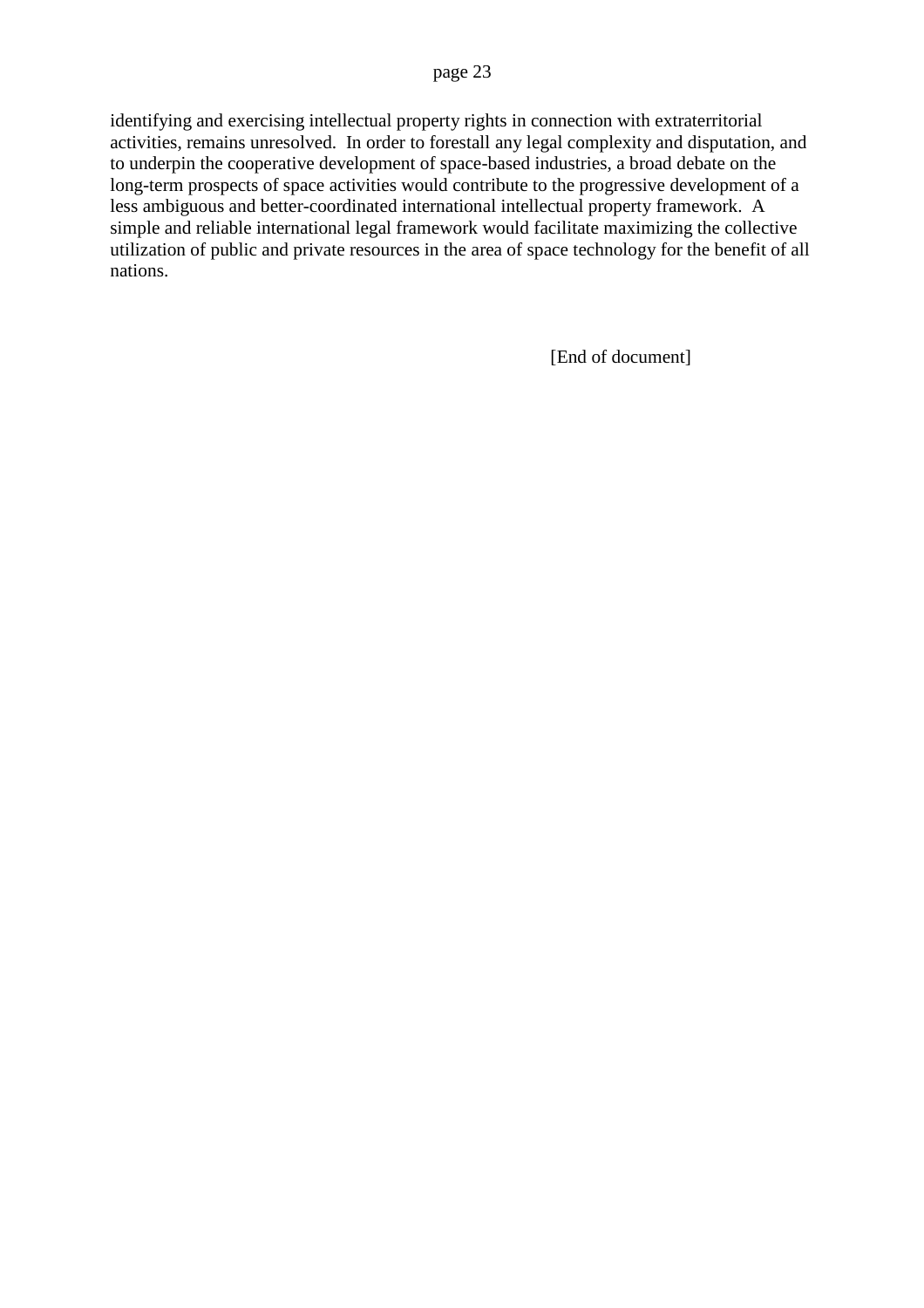identifying and exercising intellectual property rights in connection with extraterritorial activities, remains unresolved. In order to forestall any legal complexity and disputation, and to underpin the cooperative development of space-based industries, a broad debate on the long-term prospects of space activities would contribute to the progressive development of a less ambiguous and better-coordinated international intellectual property framework. A simple and reliable international legal framework would facilitate maximizing the collective utilization of public and private resources in the area of space technology for the benefit of all nations.

[End of document]